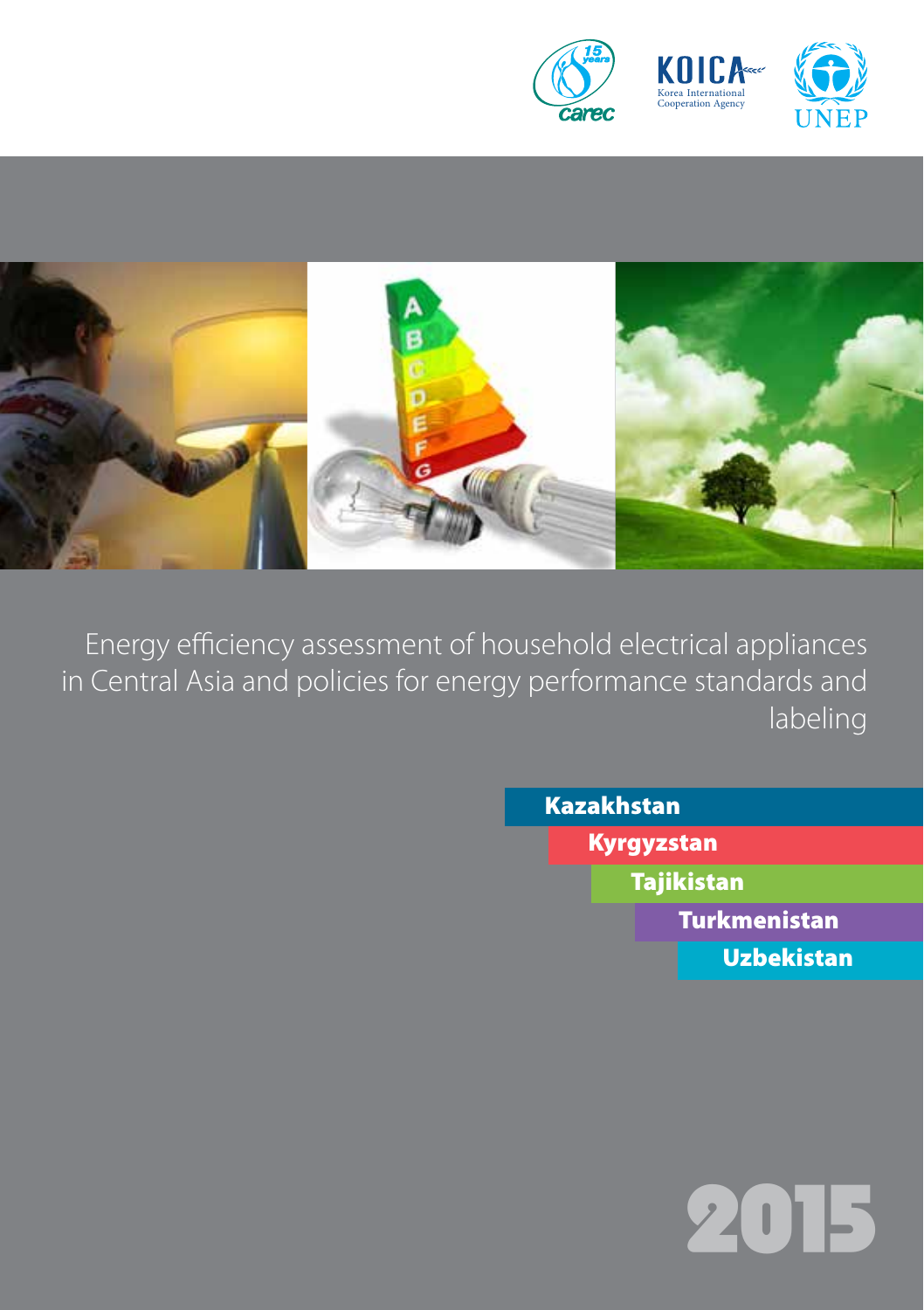# Energy efficiency assessment of household electrical appliances in Central Asia and policies for energy performance standards and labeling

Kazakhstan

Kyrgyzstan

Tajikistan

Turkmenistan

Uzbekistan

2015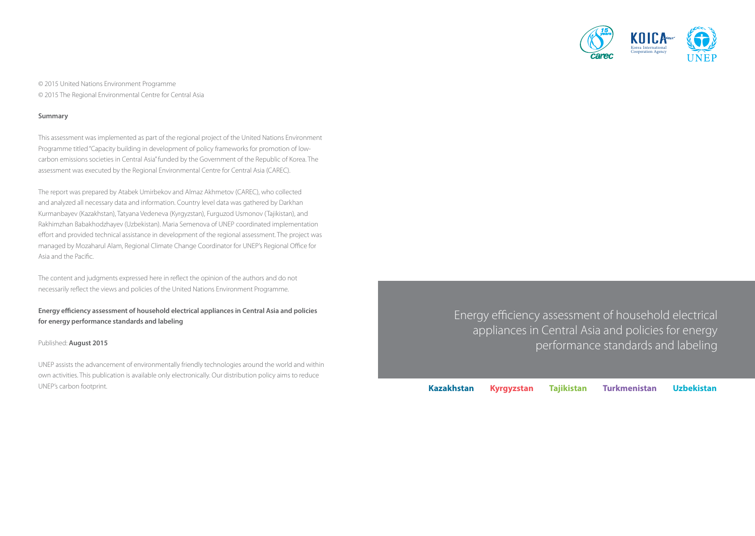© 2015 United Nations Environment Programme

© 2015 The Regional Environmental Centre for Central Asia

**Summary**

This assessment was implemented as part of the regional project of the United Nations Environment Programme titled "Capacity building in development of policy frameworks for promotion of low-carbon emissions societies in Central Asia" funded by the Government of the Republic of Korea. The assessment was executed by the Regional Environmental Centre for Central Asia (CAREC).

The report was prepared by Atabek Umirbekov and Almaz Akhmetov (CAREC), who collected and analyzed all necessary data and information. Country level data was gathered by Darkhan Kurmanbayev (Kazakhstan), Tatyana Vedeneva (Kyrgyzstan), Furguzod Usmonov (Tajikistan), and Rakhimzhan Babakhodzhayev (Uzbekistan). Maria Semenova of UNEP coordinated implementation effort and provided technical assistance in development of the regional assessment. The project was managed by Mozaharul Alam, Regional Climate Change Coordinator for UNEP's Regional Office for Asia and the Pacific.

The content and judgments expressed here in reflect the opinion of the authors and do not necessarily reflect the views and policies of the United Nations Environment Programme.

**Energy efficiency assessment of household electrical appliances in Central Asia and policies for energy performance standards and labeling**

Published: **August 2015**

UNEP assists the advancement of environmentally friendly technologies around the world and within own activities. This publication is available only electronically. Our distribution policy aims to reduce UNEP's carbon footprint.

# Energy efficiency assessment of household electrical appliances in Central Asia and policies for energy performance standards and labeling

**Kazakhstan** **Kyrgyzstan** **Tajikistan** **Turkmenistan** **Uzbekistan**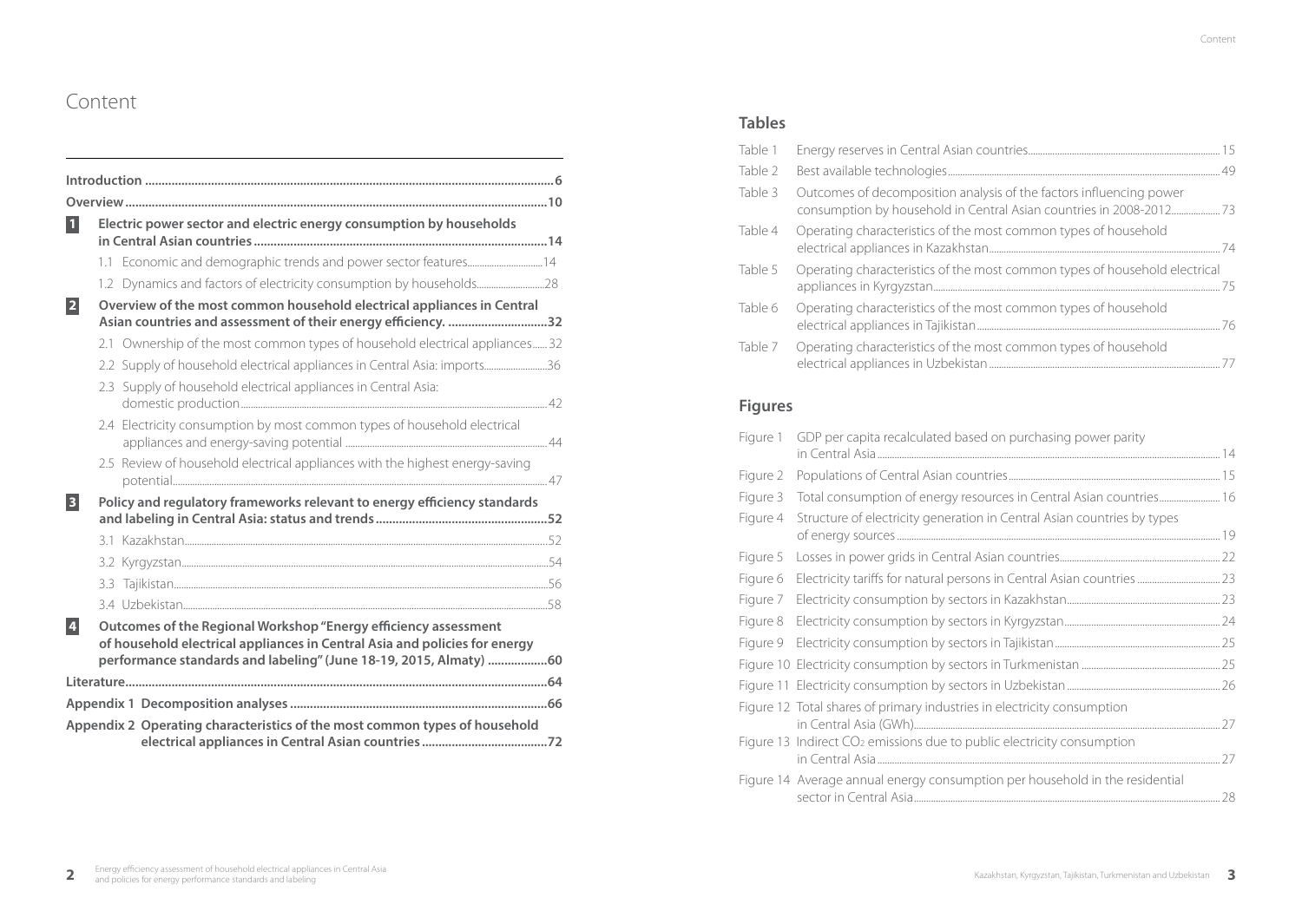# Content

| | |
|---|---|
| **Introduction** | **6** |
| **Overview** | **10** |
| **1 Electric power sector and electric energy consumption by households in Central Asian countries** | **14** |
| 1.1 Economic and demographic trends and power sector features | 14 |
| 1.2 Dynamics and factors of electricity consumption by households | 28 |
| **2 Overview of the most common household electrical appliances in Central Asian countries and assessment of their energy efficiency.** | **32** |
| 2.1 Ownership of the most common types of household electrical appliances | 32 |
| 2.2 Supply of household electrical appliances in Central Asia: imports | 36 |
| 2.3 Supply of household electrical appliances in Central Asia: domestic production | 42 |
| 2.4 Electricity consumption by most common types of household electrical appliances and energy-saving potential | 44 |
| 2.5 Review of household electrical appliances with the highest energy-saving potential | 47 |
| **3 Policy and regulatory frameworks relevant to energy efficiency standards and labeling in Central Asia: status and trends** | **52** |
| 3.1 Kazakhstan | 52 |
| 3.2 Kyrgyzstan | 54 |
| 3.3 Tajikistan | 56 |
| 3.4 Uzbekistan | 58 |
| **4 Outcomes of the Regional Workshop "Energy efficiency assessment of household electrical appliances in Central Asia and policies for energy performance standards and labeling" (June 18-19, 2015, Almaty)** | **60** |
| **Literature** | **64** |
| **Appendix 1 Decomposition analyses** | **66** |
| **Appendix 2 Operating characteristics of the most common types of household electrical appliances in Central Asian countries** | **72** |

## Tables

| | | |
|---|---|---|
| Table 1 | Energy reserves in Central Asian countries | 15 |
| Table 2 | Best available technologies | 49 |
| Table 3 | Outcomes of decomposition analysis of the factors influencing power consumption by household in Central Asian countries in 2008-2012 | 73 |
| Table 4 | Operating characteristics of the most common types of household electrical appliances in Kazakhstan | 74 |
| Table 5 | Operating characteristics of the most common types of household electrical appliances in Kyrgyzstan | 75 |
| Table 6 | Operating characteristics of the most common types of household electrical appliances in Tajikistan | 76 |
| Table 7 | Operating characteristics of the most common types of household electrical appliances in Uzbekistan | 77 |

## Figures

| | | |
|---|---|---|
| Figure 1 | GDP per capita recalculated based on purchasing power parity in Central Asia | 14 |
| Figure 2 | Populations of Central Asian countries | 15 |
| Figure 3 | Total consumption of energy resources in Central Asian countries | 16 |
| Figure 4 | Structure of electricity generation in Central Asian countries by types of energy sources | 19 |
| Figure 5 | Losses in power grids in Central Asian countries | 22 |
| Figure 6 | Electricity tariffs for natural persons in Central Asian countries | 23 |
| Figure 7 | Electricity consumption by sectors in Kazakhstan | 23 |
| Figure 8 | Electricity consumption by sectors in Kyrgyzstan | 24 |
| Figure 9 | Electricity consumption by sectors in Tajikistan | 25 |
| Figure 10 | Electricity consumption by sectors in Turkmenistan | 25 |
| Figure 11 | Electricity consumption by sectors in Uzbekistan | 26 |
| Figure 12 | Total shares of primary industries in electricity consumption in Central Asia (GWh) | 27 |
| Figure 13 | Indirect $CO_2$ emissions due to public electricity consumption in Central Asia | 27 |
| Figure 14 | Average annual energy consumption per household in the residential sector in Central Asia | 28 |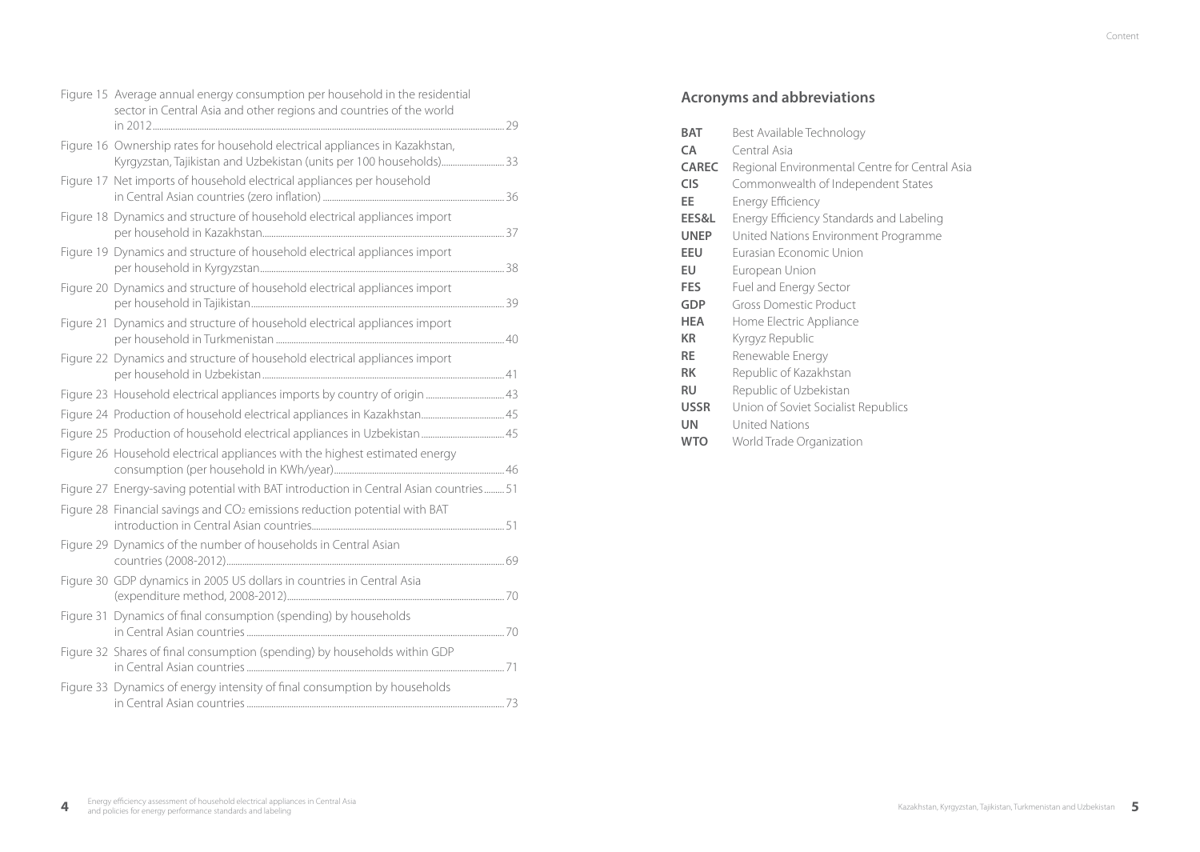Figure 15 Average annual energy consumption per household in the residential sector in Central Asia and other regions and countries of the world in 2012 ... 29

Figure 16 Ownership rates for household electrical appliances in Kazakhstan, Kyrgyzstan, Tajikistan and Uzbekistan (units per 100 households) ... 33

Figure 17 Net imports of household electrical appliances per household in Central Asian countries (zero inflation) ... 36

Figure 18 Dynamics and structure of household electrical appliances import per household in Kazakhstan ... 37

Figure 19 Dynamics and structure of household electrical appliances import per household in Kyrgyzstan ... 38

Figure 20 Dynamics and structure of household electrical appliances import per household in Tajikistan ... 39

Figure 21 Dynamics and structure of household electrical appliances import per household in Turkmenistan ... 40

Figure 22 Dynamics and structure of household electrical appliances import per household in Uzbekistan ... 41

Figure 23 Household electrical appliances imports by country of origin ... 43

Figure 24 Production of household electrical appliances in Kazakhstan ... 45

Figure 25 Production of household electrical appliances in Uzbekistan ... 45

Figure 26 Household electrical appliances with the highest estimated energy consumption (per household in KWh/year) ... 46

Figure 27 Energy-saving potential with BAT introduction in Central Asian countries ... 51

Figure 28 Financial savings and $CO_2$ emissions reduction potential with BAT introduction in Central Asian countries ... 51

Figure 29 Dynamics of the number of households in Central Asian countries (2008-2012) ... 69

Figure 30 GDP dynamics in 2005 US dollars in countries in Central Asia (expenditure method, 2008-2012) ... 70

Figure 31 Dynamics of final consumption (spending) by households in Central Asian countries ... 70

Figure 32 Shares of final consumption (spending) by households within GDP in Central Asian countries ... 71

Figure 33 Dynamics of energy intensity of final consumption by households in Central Asian countries ... 73

## Acronyms and abbreviations

| | |
|---|---|
| **BAT** | Best Available Technology |
| **CA** | Central Asia |
| **CAREC** | Regional Environmental Centre for Central Asia |
| **CIS** | Commonwealth of Independent States |
| **EE** | Energy Efficiency |
| **EES&L** | Energy Efficiency Standards and Labeling |
| **UNEP** | United Nations Environment Programme |
| **EEU** | Eurasian Economic Union |
| **EU** | European Union |
| **FES** | Fuel and Energy Sector |
| **GDP** | Gross Domestic Product |
| **HEA** | Home Electric Appliance |
| **KR** | Kyrgyz Republic |
| **RE** | Renewable Energy |
| **RK** | Republic of Kazakhstan |
| **RU** | Republic of Uzbekistan |
| **USSR** | Union of Soviet Socialist Republics |
| **UN** | United Nations |
| **WTO** | World Trade Organization |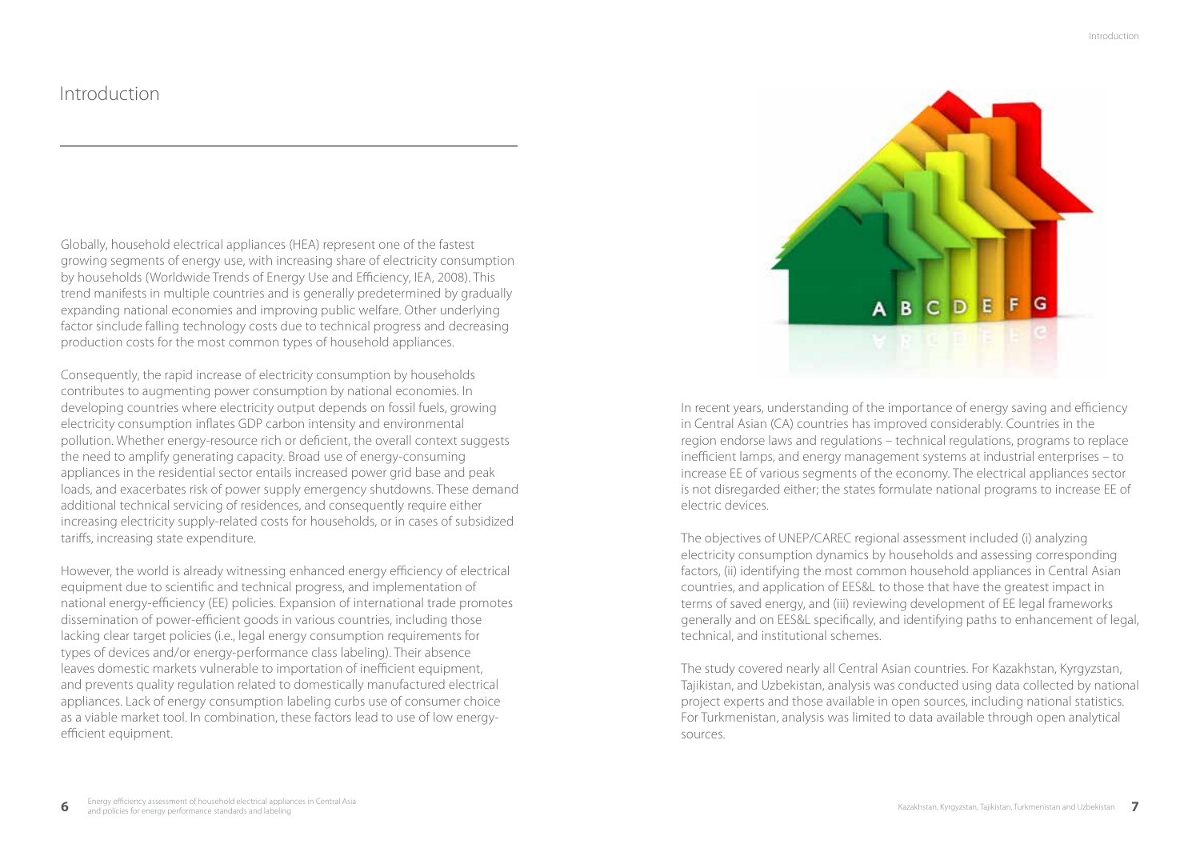# Introduction

Globally, household electrical appliances (HEA) represent one of the fastest growing segments of energy use, with increasing share of electricity consumption by households (Worldwide Trends of Energy Use and Efficiency, IEA, 2008). This trend manifests in multiple countries and is generally predetermined by gradually expanding national economies and improving public welfare. Other underlying factor sinclude falling technology costs due to technical progress and decreasing production costs for the most common types of household appliances.

Consequently, the rapid increase of electricity consumption by households contributes to augmenting power consumption by national economies. In developing countries where electricity output depends on fossil fuels, growing electricity consumption inflates GDP carbon intensity and environmental pollution. Whether energy-resource rich or deficient, the overall context suggests the need to amplify generating capacity. Broad use of energy-consuming appliances in the residential sector entails increased power grid base and peak loads, and exacerbates risk of power supply emergency shutdowns. These demand additional technical servicing of residences, and consequently require either increasing electricity supply-related costs for households, or in cases of subsidized tariffs, increasing state expenditure.

However, the world is already witnessing enhanced energy efficiency of electrical equipment due to scientific and technical progress, and implementation of national energy-efficiency (EE) policies. Expansion of international trade promotes dissemination of power-efficient goods in various countries, including those lacking clear target policies (i.e., legal energy consumption requirements for types of devices and/or energy-performance class labeling). Their absence leaves domestic markets vulnerable to importation of inefficient equipment, and prevents quality regulation related to domestically manufactured electrical appliances. Lack of energy consumption labeling curbs use of consumer choice as a viable market tool. In combination, these factors lead to use of low energy-efficient equipment.

In recent years, understanding of the importance of energy saving and efficiency in Central Asian (CA) countries has improved considerably. Countries in the region endorse laws and regulations – technical regulations, programs to replace inefficient lamps, and energy management systems at industrial enterprises – to increase EE of various segments of the economy. The electrical appliances sector is not disregarded either; the states formulate national programs to increase EE of electric devices.

The objectives of UNEP/CAREC regional assessment included (i) analyzing electricity consumption dynamics by households and assessing corresponding factors, (ii) identifying the most common household appliances in Central Asian countries, and application of EES&L to those that have the greatest impact in terms of saved energy, and (iii) reviewing development of EE legal frameworks generally and on EES&L specifically, and identifying paths to enhancement of legal, technical, and institutional schemes.

The study covered nearly all Central Asian countries. For Kazakhstan, Kyrgyzstan, Tajikistan, and Uzbekistan, analysis was conducted using data collected by national project experts and those available in open sources, including national statistics. For Turkmenistan, analysis was limited to data available through open analytical sources.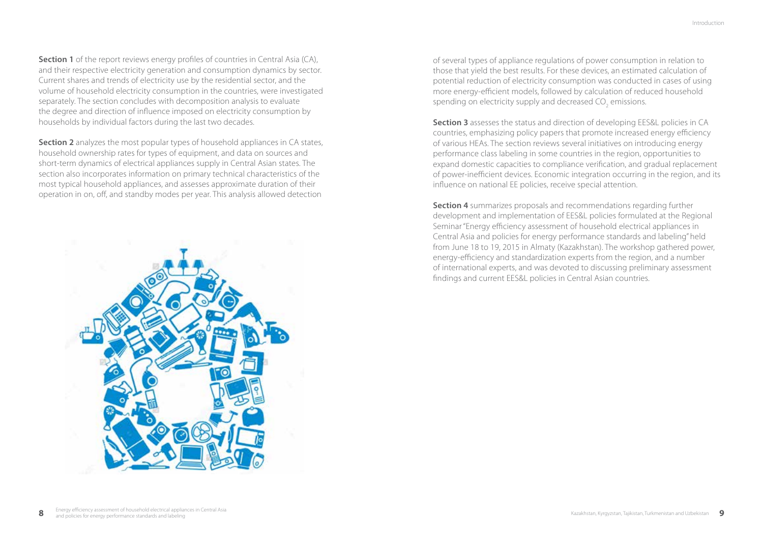**Section 1** of the report reviews energy profiles of countries in Central Asia (CA), and their respective electricity generation and consumption dynamics by sector. Current shares and trends of electricity use by the residential sector, and the volume of household electricity consumption in the countries, were investigated separately. The section concludes with decomposition analysis to evaluate the degree and direction of influence imposed on electricity consumption by households by individual factors during the last two decades.

**Section 2** analyzes the most popular types of household appliances in CA states, household ownership rates for types of equipment, and data on sources and short-term dynamics of electrical appliances supply in Central Asian states. The section also incorporates information on primary technical characteristics of the most typical household appliances, and assesses approximate duration of their operation in on, off, and standby modes per year. This analysis allowed detection of several types of appliance regulations of power consumption in relation to those that yield the best results. For these devices, an estimated calculation of potential reduction of electricity consumption was conducted in cases of using more energy-efficient models, followed by calculation of reduced household spending on electricity supply and decreased $CO_2$ emissions.

**Section 3** assesses the status and direction of developing EES&L policies in CA countries, emphasizing policy papers that promote increased energy efficiency of various HEAs. The section reviews several initiatives on introducing energy performance class labeling in some countries in the region, opportunities to expand domestic capacities to compliance verification, and gradual replacement of power-inefficient devices. Economic integration occurring in the region, and its influence on national EE policies, receive special attention.

**Section 4** summarizes proposals and recommendations regarding further development and implementation of EES&L policies formulated at the Regional Seminar "Energy efficiency assessment of household electrical appliances in Central Asia and policies for energy performance standards and labeling" held from June 18 to 19, 2015 in Almaty (Kazakhstan). The workshop gathered power, energy-efficiency and standardization experts from the region, and a number of international experts, and was devoted to discussing preliminary assessment findings and current EES&L policies in Central Asian countries.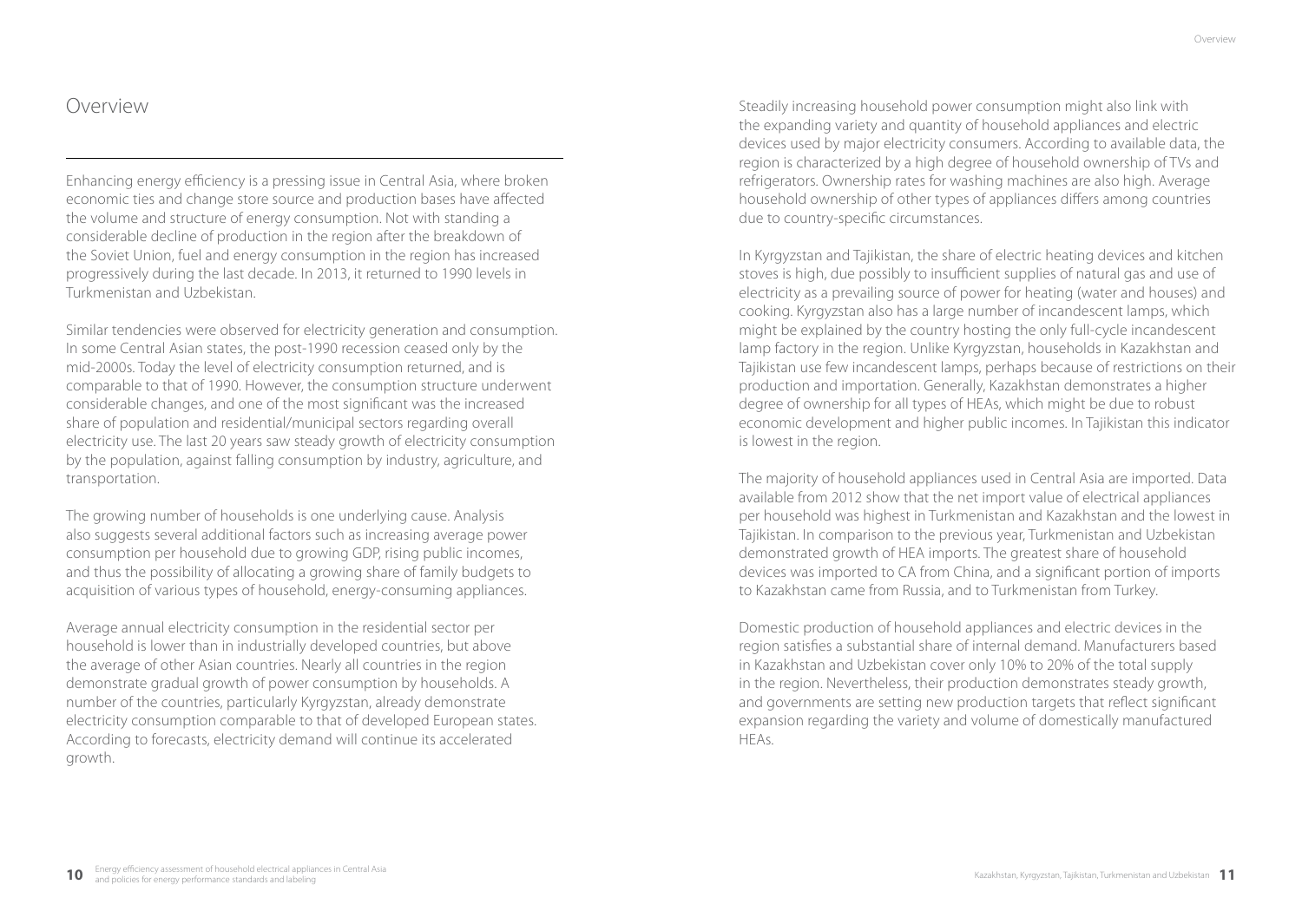# Overview

Enhancing energy efficiency is a pressing issue in Central Asia, where broken economic ties and change store source and production bases have affected the volume and structure of energy consumption. Not with standing a considerable decline of production in the region after the breakdown of the Soviet Union, fuel and energy consumption in the region has increased progressively during the last decade. In 2013, it returned to 1990 levels in Turkmenistan and Uzbekistan.

Similar tendencies were observed for electricity generation and consumption. In some Central Asian states, the post-1990 recession ceased only by the mid-2000s. Today the level of electricity consumption returned, and is comparable to that of 1990. However, the consumption structure underwent considerable changes, and one of the most significant was the increased share of population and residential/municipal sectors regarding overall electricity use. The last 20 years saw steady growth of electricity consumption by the population, against falling consumption by industry, agriculture, and transportation.

The growing number of households is one underlying cause. Analysis also suggests several additional factors such as increasing average power consumption per household due to growing GDP, rising public incomes, and thus the possibility of allocating a growing share of family budgets to acquisition of various types of household, energy-consuming appliances.

Average annual electricity consumption in the residential sector per household is lower than in industrially developed countries, but above the average of other Asian countries. Nearly all countries in the region demonstrate gradual growth of power consumption by households. A number of the countries, particularly Kyrgyzstan, already demonstrate electricity consumption comparable to that of developed European states. According to forecasts, electricity demand will continue its accelerated growth.

Steadily increasing household power consumption might also link with the expanding variety and quantity of household appliances and electric devices used by major electricity consumers. According to available data, the region is characterized by a high degree of household ownership of TVs and refrigerators. Ownership rates for washing machines are also high. Average household ownership of other types of appliances differs among countries due to country-specific circumstances.

In Kyrgyzstan and Tajikistan, the share of electric heating devices and kitchen stoves is high, due possibly to insufficient supplies of natural gas and use of electricity as a prevailing source of power for heating (water and houses) and cooking. Kyrgyzstan also has a large number of incandescent lamps, which might be explained by the country hosting the only full-cycle incandescent lamp factory in the region. Unlike Kyrgyzstan, households in Kazakhstan and Tajikistan use few incandescent lamps, perhaps because of restrictions on their production and importation. Generally, Kazakhstan demonstrates a higher degree of ownership for all types of HEAs, which might be due to robust economic development and higher public incomes. In Tajikistan this indicator is lowest in the region.

The majority of household appliances used in Central Asia are imported. Data available from 2012 show that the net import value of electrical appliances per household was highest in Turkmenistan and Kazakhstan and the lowest in Tajikistan. In comparison to the previous year, Turkmenistan and Uzbekistan demonstrated growth of HEA imports. The greatest share of household devices was imported to CA from China, and a significant portion of imports to Kazakhstan came from Russia, and to Turkmenistan from Turkey.

Domestic production of household appliances and electric devices in the region satisfies a substantial share of internal demand. Manufacturers based in Kazakhstan and Uzbekistan cover only 10% to 20% of the total supply in the region. Nevertheless, their production demonstrates steady growth, and governments are setting new production targets that reflect significant expansion regarding the variety and volume of domestically manufactured HEAs.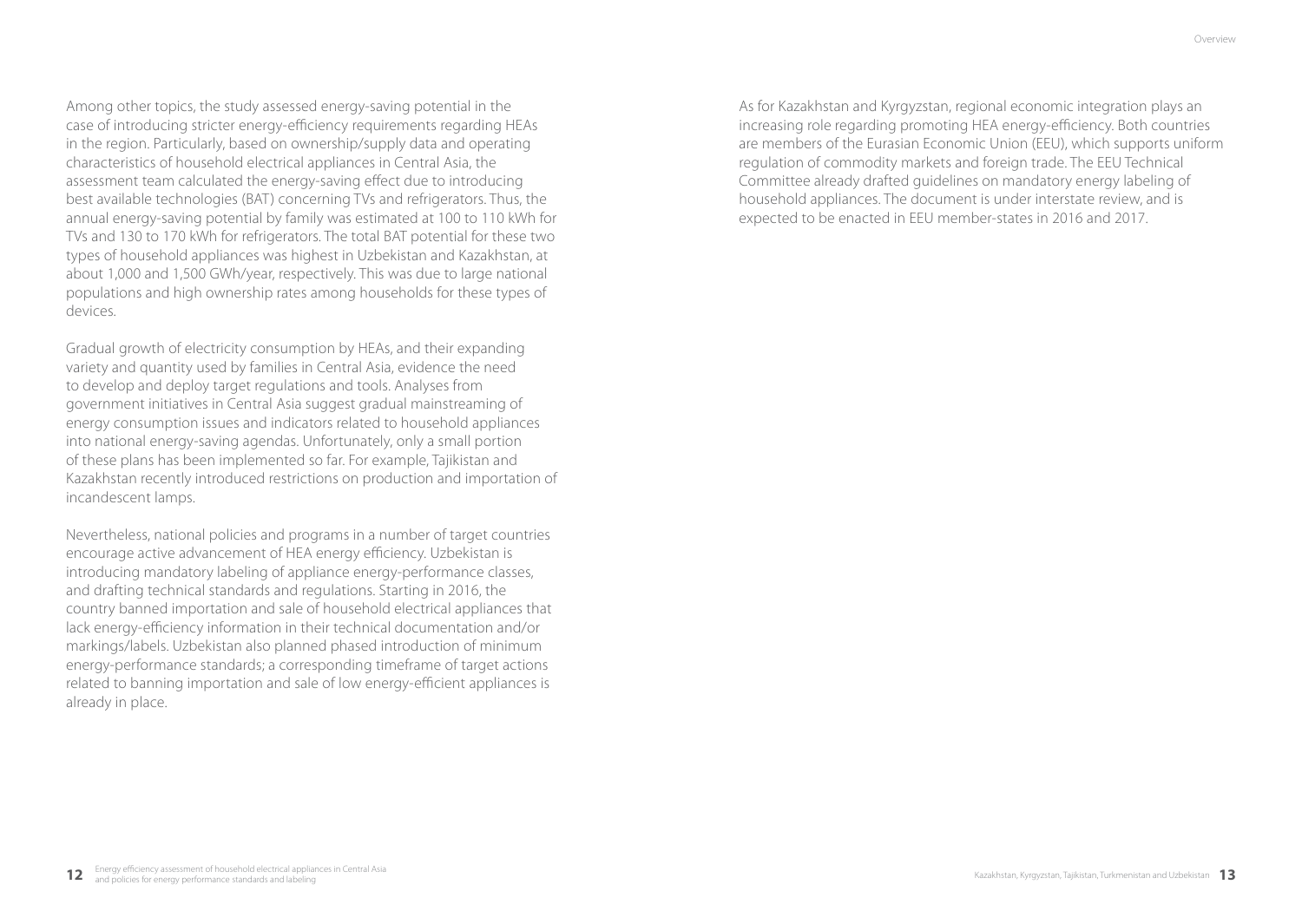Among other topics, the study assessed energy-saving potential in the case of introducing stricter energy-efficiency requirements regarding HEAs in the region. Particularly, based on ownership/supply data and operating characteristics of household electrical appliances in Central Asia, the assessment team calculated the energy-saving effect due to introducing best available technologies (BAT) concerning TVs and refrigerators. Thus, the annual energy-saving potential by family was estimated at 100 to 110 kWh for TVs and 130 to 170 kWh for refrigerators. The total BAT potential for these two types of household appliances was highest in Uzbekistan and Kazakhstan, at about 1,000 and 1,500 GWh/year, respectively. This was due to large national populations and high ownership rates among households for these types of devices.

Gradual growth of electricity consumption by HEAs, and their expanding variety and quantity used by families in Central Asia, evidence the need to develop and deploy target regulations and tools. Analyses from government initiatives in Central Asia suggest gradual mainstreaming of energy consumption issues and indicators related to household appliances into national energy-saving agendas. Unfortunately, only a small portion of these plans has been implemented so far. For example, Tajikistan and Kazakhstan recently introduced restrictions on production and importation of incandescent lamps.

Nevertheless, national policies and programs in a number of target countries encourage active advancement of HEA energy efficiency. Uzbekistan is introducing mandatory labeling of appliance energy-performance classes, and drafting technical standards and regulations. Starting in 2016, the country banned importation and sale of household electrical appliances that lack energy-efficiency information in their technical documentation and/or markings/labels. Uzbekistan also planned phased introduction of minimum energy-performance standards; a corresponding timeframe of target actions related to banning importation and sale of low energy-efficient appliances is already in place.

As for Kazakhstan and Kyrgyzstan, regional economic integration plays an increasing role regarding promoting HEA energy-efficiency. Both countries are members of the Eurasian Economic Union (EEU), which supports uniform regulation of commodity markets and foreign trade. The EEU Technical Committee already drafted guidelines on mandatory energy labeling of household appliances. The document is under interstate review, and is expected to be enacted in EEU member-states in 2016 and 2017.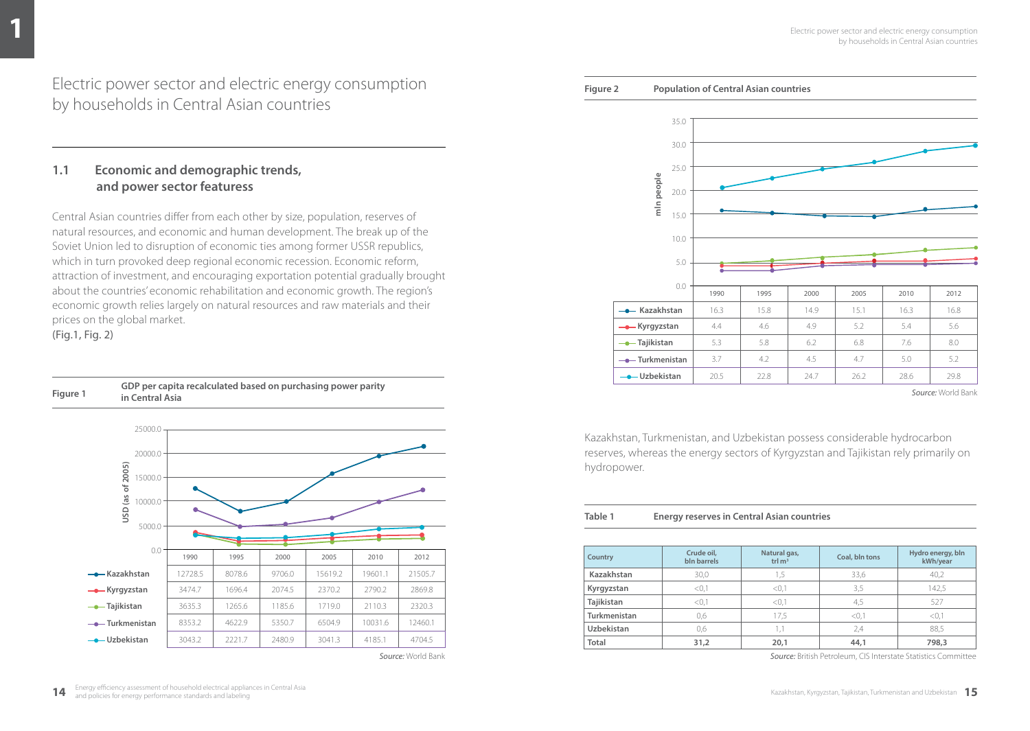# Electric power sector and electric energy consumption by households in Central Asian countries

## 1.1 Economic and demographic trends, and power sector featuress

Central Asian countries differ from each other by size, population, reserves of natural resources, and economic and human development. The break up of the Soviet Union led to disruption of economic ties among former USSR republics, which in turn provoked deep regional economic recession. Economic reform, attraction of investment, and encouraging exportation potential gradually brought about the countries' economic rehabilitation and economic growth. The region's economic growth relies largely on natural resources and raw materials and their prices on the global market.
(Fig.1, Fig. 2)

**Figure 1** **GDP per capita recalculated based on purchasing power parity in Central Asia**

USD (as of 2005)

| | 1990 | 1995 | 2000 | 2005 | 2010 | 2012 |
|---|---|---|---|---|---|---|
| Kazakhstan | 12728.5 | 8078.6 | 9706.0 | 15619.2 | 19601.1 | 21505.7 |
| Kyrgyzstan | 3474.7 | 1696.4 | 2074.5 | 2370.2 | 2790.2 | 2869.8 |
| Tajikistan | 3635.3 | 1265.6 | 1185.6 | 1719.0 | 2110.3 | 2320.3 |
| Turkmenistan | 8353.2 | 4622.9 | 5350.7 | 6504.9 | 10031.6 | 12460.1 |
| Uzbekistan | 3043.2 | 2221.7 | 2480.9 | 3041.3 | 4185.1 | 4704.5 |

*Source:* World Bank

**Figure 2** **Population of Central Asian countries**

mln people

| | 1990 | 1995 | 2000 | 2005 | 2010 | 2012 |
|---|---|---|---|---|---|---|
| Kazakhstan | 16.3 | 15.8 | 14.9 | 15.1 | 16.3 | 16.8 |
| Kyrgyzstan | 4.4 | 4.6 | 4.9 | 5.2 | 5.4 | 5.6 |
| Tajikistan | 5.3 | 5.8 | 6.2 | 6.8 | 7.6 | 8.0 |
| Turkmenistan | 3.7 | 4.2 | 4.5 | 4.7 | 5.0 | 5.2 |
| Uzbekistan | 20.5 | 22.8 | 24.7 | 26.2 | 28.6 | 29.8 |

*Source:* World Bank

Kazakhstan, Turkmenistan, and Uzbekistan possess considerable hydrocarbon reserves, whereas the energy sectors of Kyrgyzstan and Tajikistan rely primarily on hydropower.

**Table 1** **Energy reserves in Central Asian countries**

| Country | Crude oil, bln barrels | Natural gas, trl m³ | Coal, bln tons | Hydro energy, bln kWh/year |
|---|---|---|---|---|
| Kazakhstan | 30,0 | 1,5 | 33,6 | 40,2 |
| Kyrgyzstan | <0,1 | <0,1 | 3,5 | 142,5 |
| Tajikistan | <0,1 | <0,1 | 4,5 | 527 |
| Turkmenistan | 0,6 | 17,5 | <0,1 | <0,1 |
| Uzbekistan | 0,6 | 1,1 | 2,4 | 88,5 |
| **Total** | **31,2** | **20,1** | **44,1** | **798,3** |

*Source:* British Petroleum, CIS Interstate Statistics Committee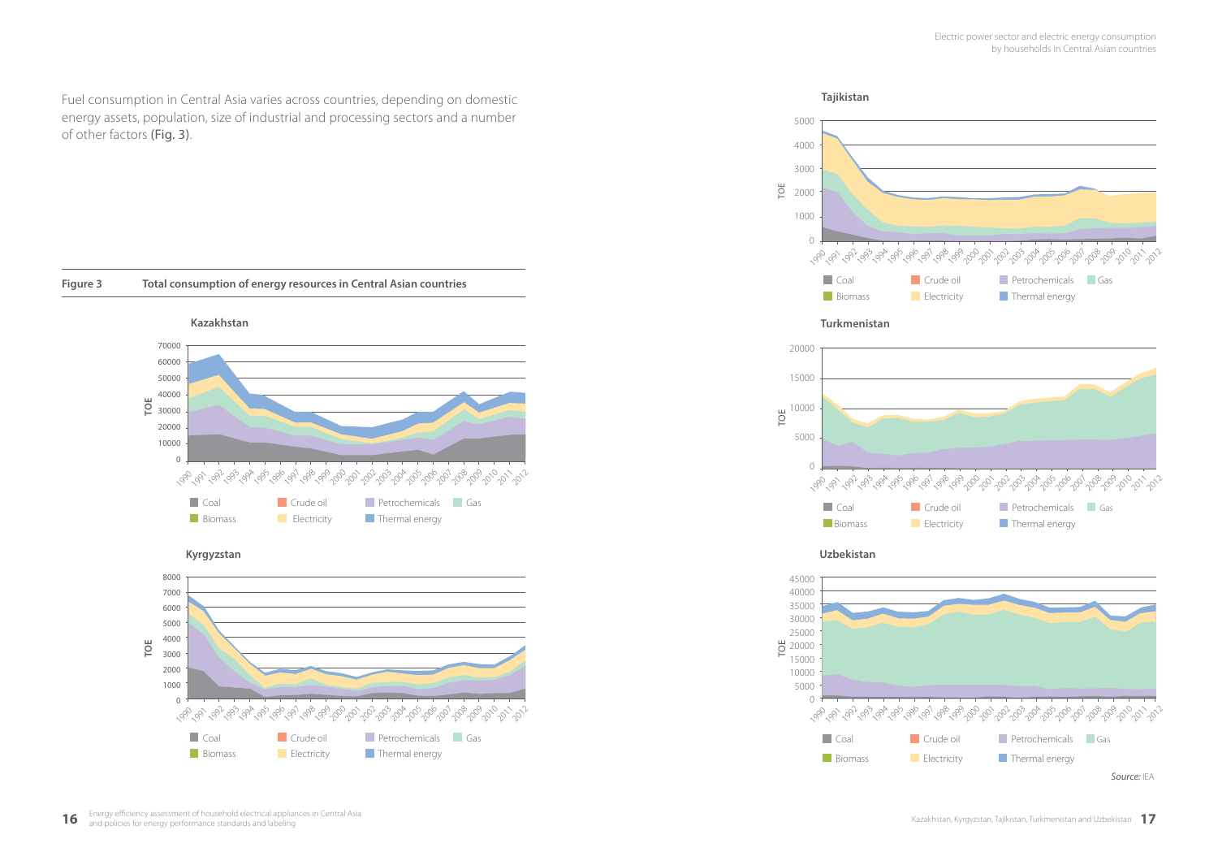Fuel consumption in Central Asia varies across countries, depending on domestic energy assets, population, size of industrial and processing sectors and a number of other factors (Fig. 3).

**Figure 3** **Total consumption of energy resources in Central Asian countries**

**Kazakhstan**

**Kyrgyzstan**

**Tajikistan**

**Turkmenistan**

**Uzbekistan**

Legend: Coal, Crude oil, Petrochemicals, Gas, Biomass, Electricity, Thermal energy

*Source:* IEA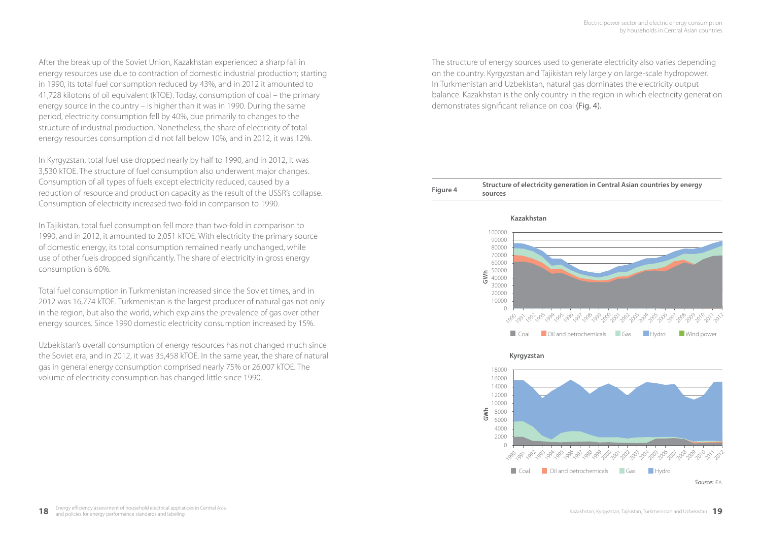After the break up of the Soviet Union, Kazakhstan experienced a sharp fall in energy resources use due to contraction of domestic industrial production; starting in 1990, its total fuel consumption reduced by 43%, and in 2012 it amounted to 41,728 kilotons of oil equivalent (kTOE). Today, consumption of coal – the primary energy source in the country – is higher than it was in 1990. During the same period, electricity consumption fell by 40%, due primarily to changes to the structure of industrial production. Nonetheless, the share of electricity of total energy resources consumption did not fall below 10%, and in 2012, it was 12%.

In Kyrgyzstan, total fuel use dropped nearly by half to 1990, and in 2012, it was 3,530 kTOE. The structure of fuel consumption also underwent major changes. Consumption of all types of fuels except electricity reduced, caused by a reduction of resource and production capacity as the result of the USSR's collapse. Consumption of electricity increased two-fold in comparison to 1990.

In Tajikistan, total fuel consumption fell more than two-fold in comparison to 1990, and in 2012, it amounted to 2,051 kTOE. With electricity the primary source of domestic energy, its total consumption remained nearly unchanged, while use of other fuels dropped significantly. The share of electricity in gross energy consumption is 60%.

Total fuel consumption in Turkmenistan increased since the Soviet times, and in 2012 was 16,774 kTOE. Turkmenistan is the largest producer of natural gas not only in the region, but also the world, which explains the prevalence of gas over other energy sources. Since 1990 domestic electricity consumption increased by 15%.

Uzbekistan's overall consumption of energy resources has not changed much since the Soviet era, and in 2012, it was 35,458 kTOE. In the same year, the share of natural gas in general energy consumption comprised nearly 75% or 26,007 kTOE. The volume of electricity consumption has changed little since 1990.

The structure of energy sources used to generate electricity also varies depending on the country. Kyrgyzstan and Tajikistan rely largely on large-scale hydropower. In Turkmenistan and Uzbekistan, natural gas dominates the electricity output balance. Kazakhstan is the only country in the region in which electricity generation demonstrates significant reliance on coal (Fig. 4).

**Figure 4** **Structure of electricity generation in Central Asian countries by energy sources**

*Source:* IEA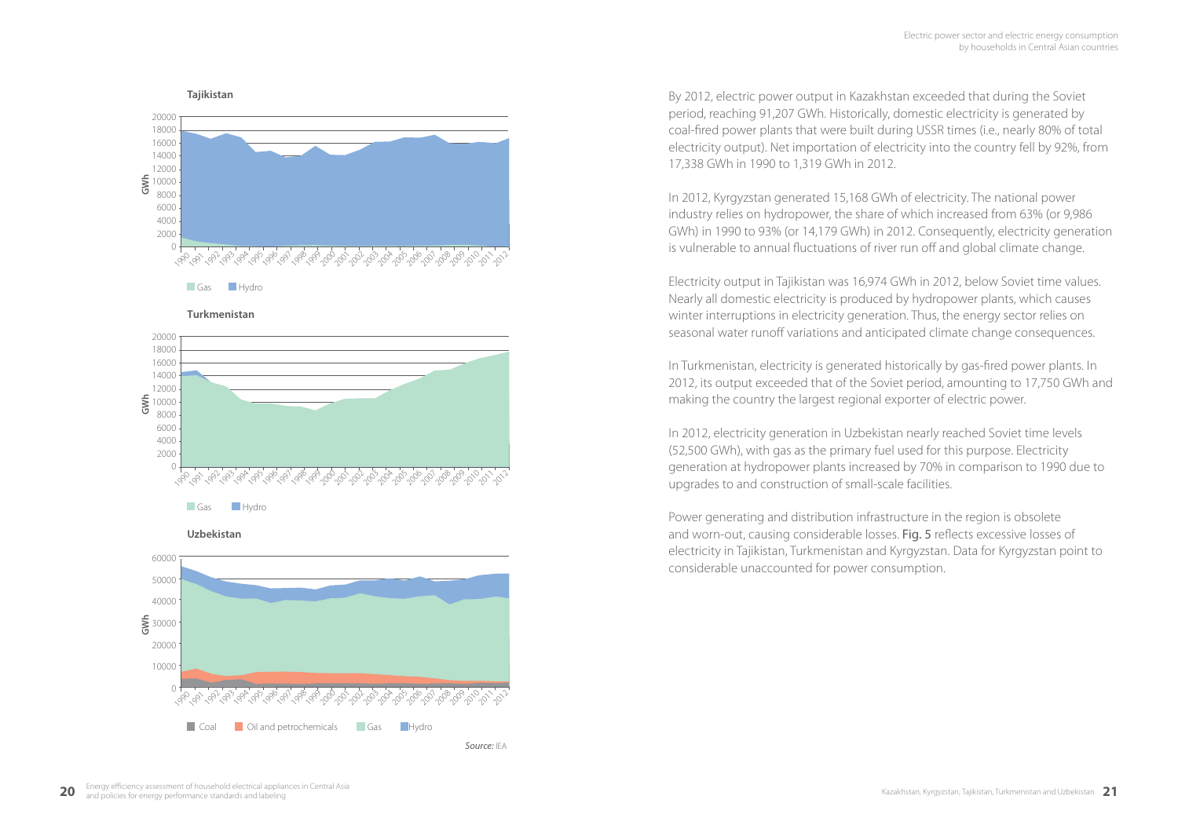**Tajikistan**

Gas | Hydro

**Turkmenistan**

Gas | Hydro

**Uzbekistan**

Coal | Oil and petrochemicals | Gas | Hydro

*Source:* IEA

By 2012, electric power output in Kazakhstan exceeded that during the Soviet period, reaching 91,207 GWh. Historically, domestic electricity is generated by coal-fired power plants that were built during USSR times (i.e., nearly 80% of total electricity output). Net importation of electricity into the country fell by 92%, from 17,338 GWh in 1990 to 1,319 GWh in 2012.

In 2012, Kyrgyzstan generated 15,168 GWh of electricity. The national power industry relies on hydropower, the share of which increased from 63% (or 9,986 GWh) in 1990 to 93% (or 14,179 GWh) in 2012. Consequently, electricity generation is vulnerable to annual fluctuations of river run off and global climate change.

Electricity output in Tajikistan was 16,974 GWh in 2012, below Soviet time values. Nearly all domestic electricity is produced by hydropower plants, which causes winter interruptions in electricity generation. Thus, the energy sector relies on seasonal water runoff variations and anticipated climate change consequences.

In Turkmenistan, electricity is generated historically by gas-fired power plants. In 2012, its output exceeded that of the Soviet period, amounting to 17,750 GWh and making the country the largest regional exporter of electric power.

In 2012, electricity generation in Uzbekistan nearly reached Soviet time levels (52,500 GWh), with gas as the primary fuel used for this purpose. Electricity generation at hydropower plants increased by 70% in comparison to 1990 due to upgrades to and construction of small-scale facilities.

Power generating and distribution infrastructure in the region is obsolete and worn-out, causing considerable losses. Fig. 5 reflects excessive losses of electricity in Tajikistan, Turkmenistan and Kyrgyzstan. Data for Kyrgyzstan point to considerable unaccounted for power consumption.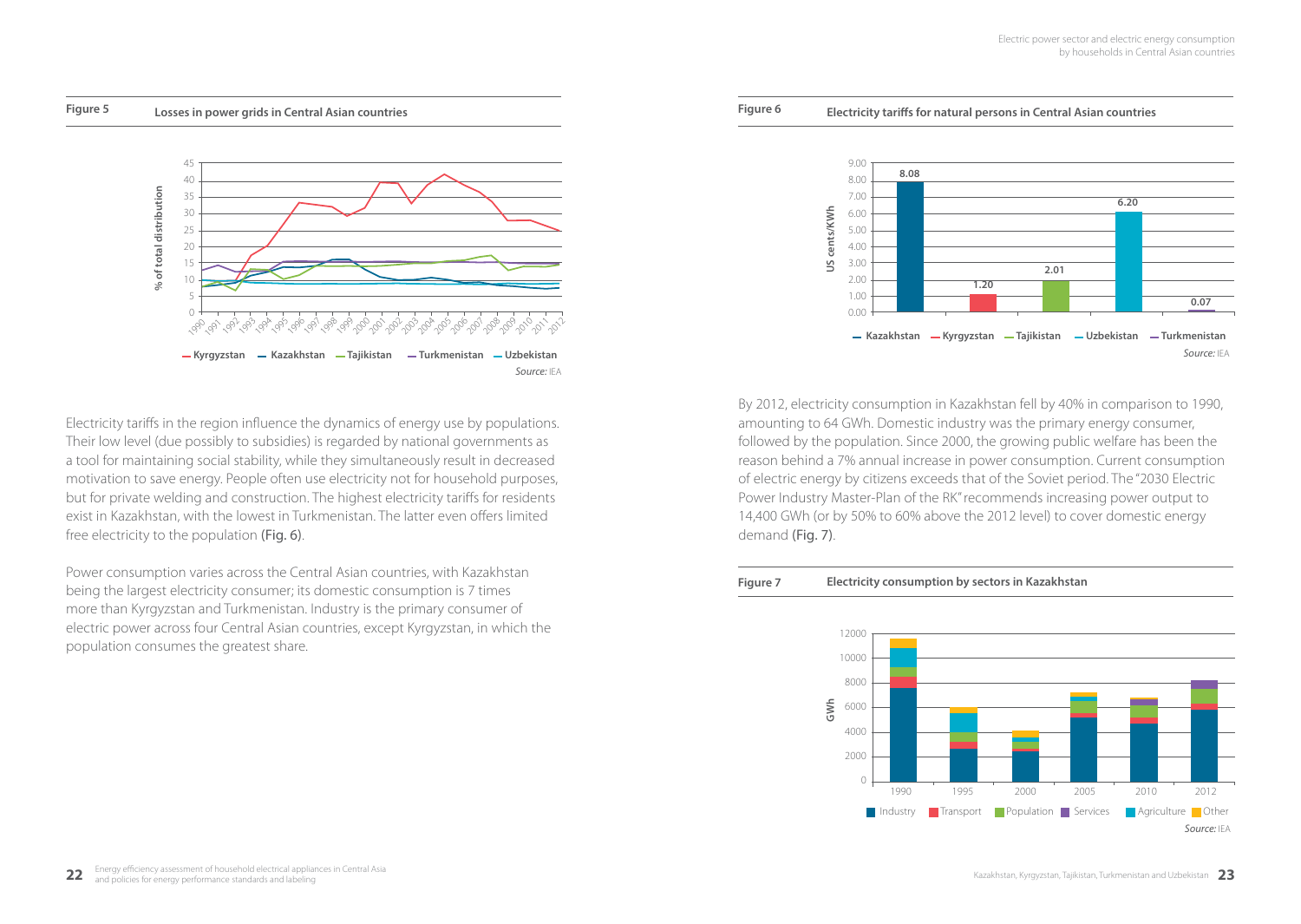**Figure 5** Losses in power grids in Central Asian countries

*Source:* IEA

Electricity tariffs in the region influence the dynamics of energy use by populations. Their low level (due possibly to subsidies) is regarded by national governments as a tool for maintaining social stability, while they simultaneously result in decreased motivation to save energy. People often use electricity not for household purposes, but for private welding and construction. The highest electricity tariffs for residents exist in Kazakhstan, with the lowest in Turkmenistan. The latter even offers limited free electricity to the population (Fig. 6).

Power consumption varies across the Central Asian countries, with Kazakhstan being the largest electricity consumer; its domestic consumption is 7 times more than Kyrgyzstan and Turkmenistan. Industry is the primary consumer of electric power across four Central Asian countries, except Kyrgyzstan, in which the population consumes the greatest share.

**Figure 6** Electricity tariffs for natural persons in Central Asian countries

| Country | US cents/KWh |
| --- | --- |
| Kazakhstan | 8.08 |
| Kyrgyzstan | 1.20 |
| Tajikistan | 2.01 |
| Uzbekistan | 6.20 |
| Turkmenistan | 0.07 |

*Source:* IEA

By 2012, electricity consumption in Kazakhstan fell by 40% in comparison to 1990, amounting to 64 GWh. Domestic industry was the primary energy consumer, followed by the population. Since 2000, the growing public welfare has been the reason behind a 7% annual increase in power consumption. Current consumption of electric energy by citizens exceeds that of the Soviet period. The "2030 Electric Power Industry Master-Plan of the RK" recommends increasing power output to 14,400 GWh (or by 50% to 60% above the 2012 level) to cover domestic energy demand (Fig. 7).

**Figure 7** Electricity consumption by sectors in Kazakhstan

*Source:* IEA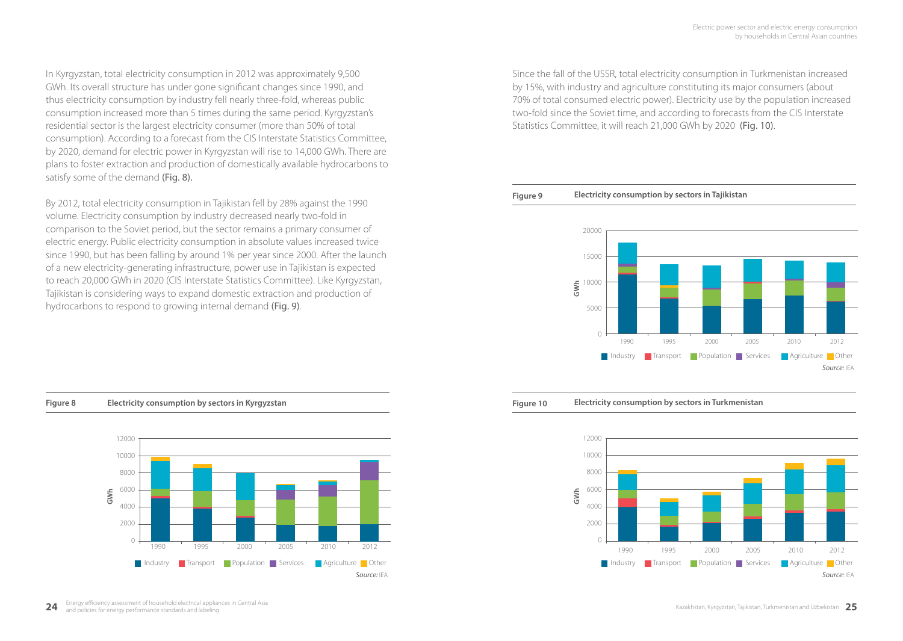In Kyrgyzstan, total electricity consumption in 2012 was approximately 9,500 GWh. Its overall structure has under gone significant changes since 1990, and thus electricity consumption by industry fell nearly three-fold, whereas public consumption increased more than 5 times during the same period. Kyrgyzstan's residential sector is the largest electricity consumer (more than 50% of total consumption). According to a forecast from the CIS Interstate Statistics Committee, by 2020, demand for electric power in Kyrgyzstan will rise to 14,000 GWh. There are plans to foster extraction and production of domestically available hydrocarbons to satisfy some of the demand (Fig. 8).

By 2012, total electricity consumption in Tajikistan fell by 28% against the 1990 volume. Electricity consumption by industry decreased nearly two-fold in comparison to the Soviet period, but the sector remains a primary consumer of electric energy. Public electricity consumption in absolute values increased twice since 1990, but has been falling by around 1% per year since 2000. After the launch of a new electricity-generating infrastructure, power use in Tajikistan is expected to reach 20,000 GWh in 2020 (CIS Interstate Statistics Committee). Like Kyrgyzstan, Tajikistan is considering ways to expand domestic extraction and production of hydrocarbons to respond to growing internal demand (Fig. 9).

**Figure 8** **Electricity consumption by sectors in Kyrgyzstan**

*Source:* IEA

Since the fall of the USSR, total electricity consumption in Turkmenistan increased by 15%, with industry and agriculture constituting its major consumers (about 70% of total consumed electric power). Electricity use by the population increased two-fold since the Soviet time, and according to forecasts from the CIS Interstate Statistics Committee, it will reach 21,000 GWh by 2020 (Fig. 10).

**Figure 9** **Electricity consumption by sectors in Tajikistan**

*Source:* IEA

**Figure 10** **Electricity consumption by sectors in Turkmenistan**

*Source:* IEA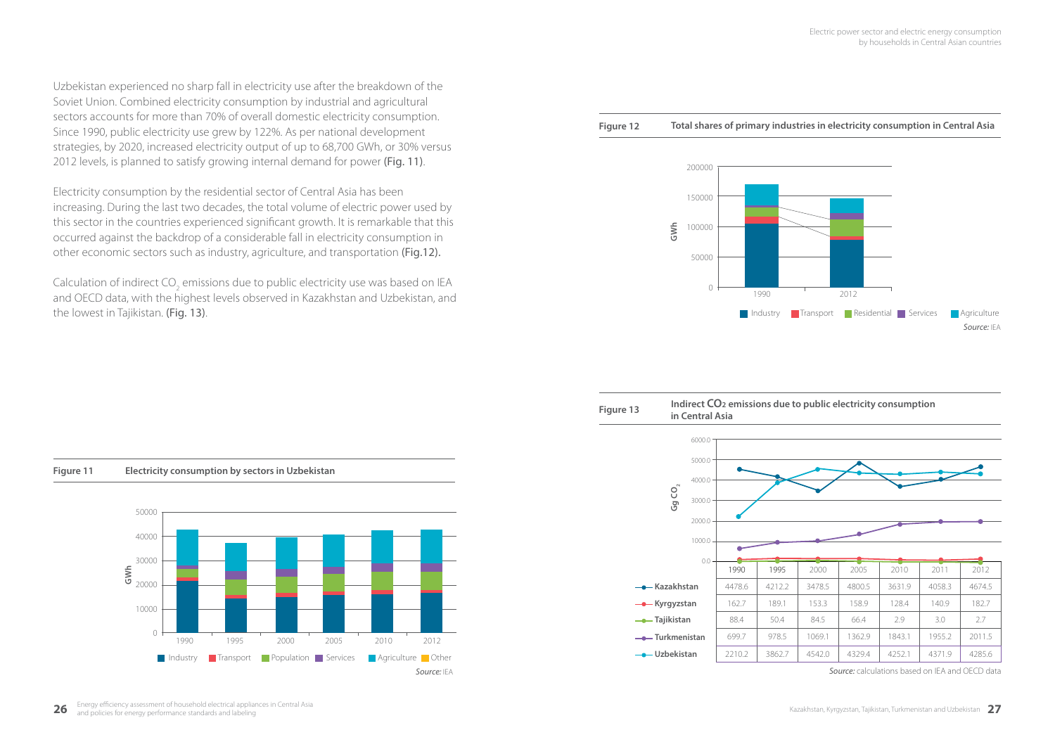Uzbekistan experienced no sharp fall in electricity use after the breakdown of the Soviet Union. Combined electricity consumption by industrial and agricultural sectors accounts for more than 70% of overall domestic electricity consumption. Since 1990, public electricity use grew by 122%. As per national development strategies, by 2020, increased electricity output of up to 68,700 GWh, or 30% versus 2012 levels, is planned to satisfy growing internal demand for power **(Fig. 11)**.

Electricity consumption by the residential sector of Central Asia has been increasing. During the last two decades, the total volume of electric power used by this sector in the countries experienced significant growth. It is remarkable that this occurred against the backdrop of a considerable fall in electricity consumption in other economic sectors such as industry, agriculture, and transportation **(Fig.12)**.

Calculation of indirect $CO_2$ emissions due to public electricity use was based on IEA and OECD data, with the highest levels observed in Kazakhstan and Uzbekistan, and the lowest in Tajikistan. **(Fig. 13)**.

**Figure 11** **Electricity consumption by sectors in Uzbekistan**

Legend: Industry, Transport, Population, Services, Agriculture, Other

*Source:* IEA

**Figure 12** **Total shares of primary industries in electricity consumption in Central Asia**

Legend: Industry, Transport, Residential, Services, Agriculture

*Source:* IEA

**Figure 13** **Indirect $CO_2$ emissions due to public electricity consumption in Central Asia**

| Gg $CO_2$ | 1990 | 1995 | 2000 | 2005 | 2010 | 2011 | 2012 |
|---|---|---|---|---|---|---|---|
| Kazakhstan | 4478.6 | 4212.2 | 3478.5 | 4800.5 | 3631.9 | 4058.3 | 4674.5 |
| Kyrgyzstan | 162.7 | 189.1 | 153.3 | 158.9 | 128.4 | 140.9 | 182.7 |
| Tajikistan | 88.4 | 50.4 | 84.5 | 66.4 | 2.9 | 3.0 | 2.7 |
| Turkmenistan | 699.7 | 978.5 | 1069.1 | 1362.9 | 1843.1 | 1955.2 | 2011.5 |
| Uzbekistan | 2210.2 | 3862.7 | 4542.0 | 4329.4 | 4252.1 | 4371.9 | 4285.6 |

*Source:* calculations based on IEA and OECD data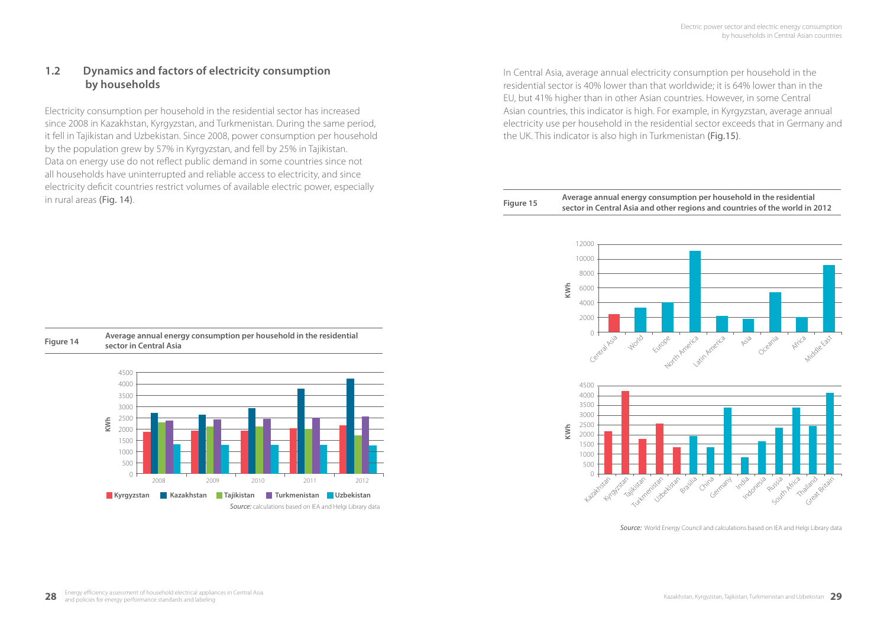## 1.2 Dynamics and factors of electricity consumption by households

Electricity consumption per household in the residential sector has increased since 2008 in Kazakhstan, Kyrgyzstan, and Turkmenistan. During the same period, it fell in Tajikistan and Uzbekistan. Since 2008, power consumption per household by the population grew by 57% in Kyrgyzstan, and fell by 25% in Tajikistan. Data on energy use do not reflect public demand in some countries since not all households have uninterrupted and reliable access to electricity, and since electricity deficit countries restrict volumes of available electric power, especially in rural areas (Fig. 14).

**Figure 14** Average annual energy consumption per household in the residential sector in Central Asia

*Source:* calculations based on IEA and Helgi Library data

In Central Asia, average annual electricity consumption per household in the residential sector is 40% lower than that worldwide; it is 64% lower than in the EU, but 41% higher than in other Asian countries. However, in some Central Asian countries, this indicator is high. For example, in Kyrgyzstan, average annual electricity use per household in the residential sector exceeds that in Germany and the UK. This indicator is also high in Turkmenistan (Fig.15).

**Figure 15** Average annual energy consumption per household in the residential sector in Central Asia and other regions and countries of the world in 2012

*Source:* World Energy Council and calculations based on IEA and Helgi Library data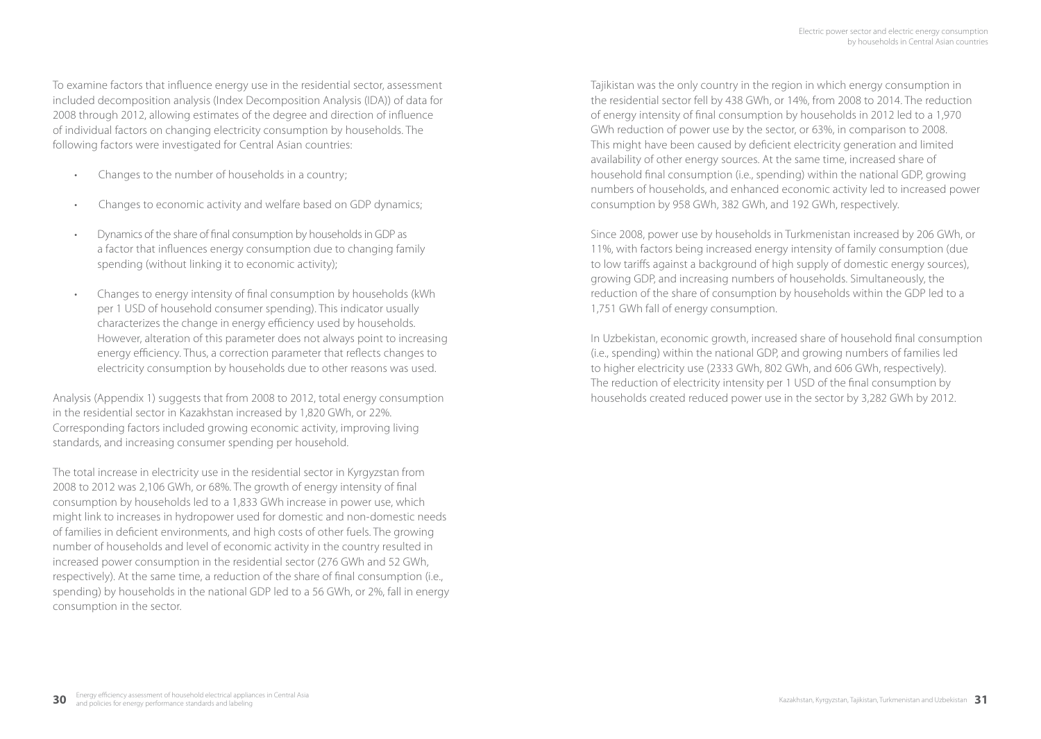To examine factors that influence energy use in the residential sector, assessment included decomposition analysis (Index Decomposition Analysis (IDA)) of data for 2008 through 2012, allowing estimates of the degree and direction of influence of individual factors on changing electricity consumption by households. The following factors were investigated for Central Asian countries:

- Changes to the number of households in a country;
- Changes to economic activity and welfare based on GDP dynamics;
- Dynamics of the share of final consumption by households in GDP as a factor that influences energy consumption due to changing family spending (without linking it to economic activity);
- Changes to energy intensity of final consumption by households (kWh per 1 USD of household consumer spending). This indicator usually characterizes the change in energy efficiency used by households. However, alteration of this parameter does not always point to increasing energy efficiency. Thus, a correction parameter that reflects changes to electricity consumption by households due to other reasons was used.

Analysis (Appendix 1) suggests that from 2008 to 2012, total energy consumption in the residential sector in Kazakhstan increased by 1,820 GWh, or 22%. Corresponding factors included growing economic activity, improving living standards, and increasing consumer spending per household.

The total increase in electricity use in the residential sector in Kyrgyzstan from 2008 to 2012 was 2,106 GWh, or 68%. The growth of energy intensity of final consumption by households led to a 1,833 GWh increase in power use, which might link to increases in hydropower used for domestic and non-domestic needs of families in deficient environments, and high costs of other fuels. The growing number of households and level of economic activity in the country resulted in increased power consumption in the residential sector (276 GWh and 52 GWh, respectively). At the same time, a reduction of the share of final consumption (i.e., spending) by households in the national GDP led to a 56 GWh, or 2%, fall in energy consumption in the sector.

Tajikistan was the only country in the region in which energy consumption in the residential sector fell by 438 GWh, or 14%, from 2008 to 2014. The reduction of energy intensity of final consumption by households in 2012 led to a 1,970 GWh reduction of power use by the sector, or 63%, in comparison to 2008. This might have been caused by deficient electricity generation and limited availability of other energy sources. At the same time, increased share of household final consumption (i.e., spending) within the national GDP, growing numbers of households, and enhanced economic activity led to increased power consumption by 958 GWh, 382 GWh, and 192 GWh, respectively.

Since 2008, power use by households in Turkmenistan increased by 206 GWh, or 11%, with factors being increased energy intensity of family consumption (due to low tariffs against a background of high supply of domestic energy sources), growing GDP, and increasing numbers of households. Simultaneously, the reduction of the share of consumption by households within the GDP led to a 1,751 GWh fall of energy consumption.

In Uzbekistan, economic growth, increased share of household final consumption (i.e., spending) within the national GDP, and growing numbers of families led to higher electricity use (2333 GWh, 802 GWh, and 606 GWh, respectively). The reduction of electricity intensity per 1 USD of the final consumption by households created reduced power use in the sector by 3,282 GWh by 2012.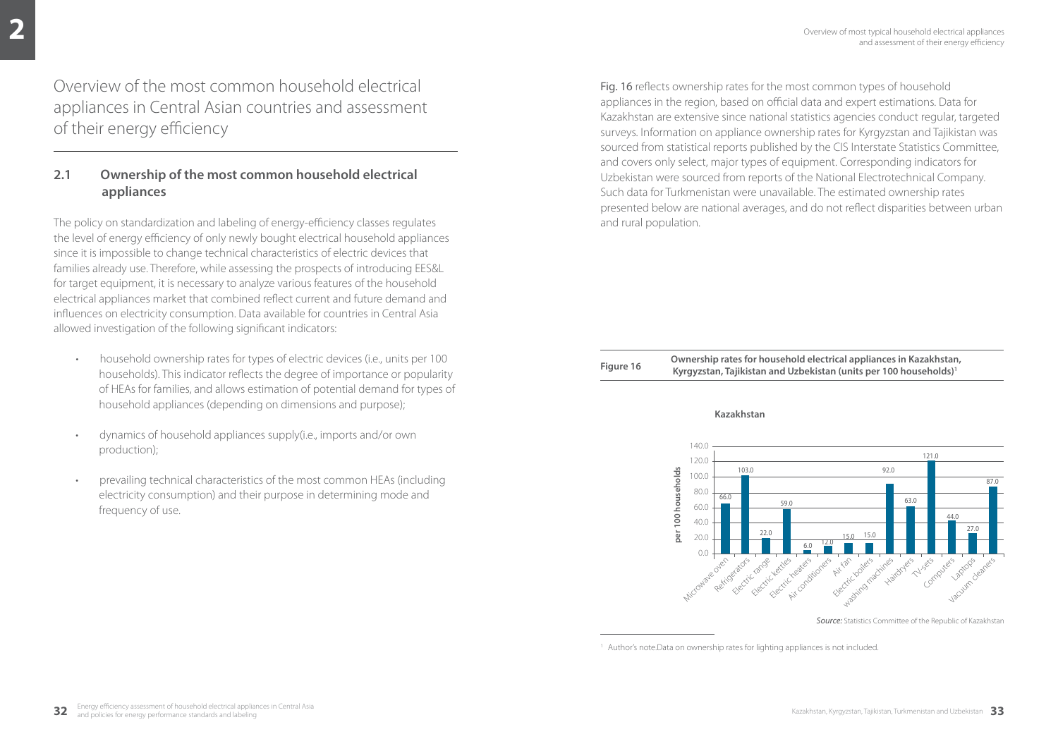# Overview of the most common household electrical appliances in Central Asian countries and assessment of their energy efficiency

## 2.1 Ownership of the most common household electrical appliances

The policy on standardization and labeling of energy-efficiency classes regulates the level of energy efficiency of only newly bought electrical household appliances since it is impossible to change technical characteristics of electric devices that families already use. Therefore, while assessing the prospects of introducing EES&L for target equipment, it is necessary to analyze various features of the household electrical appliances market that combined reflect current and future demand and influences on electricity consumption. Data available for countries in Central Asia allowed investigation of the following significant indicators:

- household ownership rates for types of electric devices (i.e., units per 100 households). This indicator reflects the degree of importance or popularity of HEAs for families, and allows estimation of potential demand for types of household appliances (depending on dimensions and purpose);
- dynamics of household appliances supply(i.e., imports and/or own production);
- prevailing technical characteristics of the most common HEAs (including electricity consumption) and their purpose in determining mode and frequency of use.

Fig. 16 reflects ownership rates for the most common types of household appliances in the region, based on official data and expert estimations. Data for Kazakhstan are extensive since national statistics agencies conduct regular, targeted surveys. Information on appliance ownership rates for Kyrgyzstan and Tajikistan was sourced from statistical reports published by the CIS Interstate Statistics Committee, and covers only select, major types of equipment. Corresponding indicators for Uzbekistan were sourced from reports of the National Electrotechnical Company. Such data for Turkmenistan were unavailable. The estimated ownership rates presented below are national averages, and do not reflect disparities between urban and rural population.

**Figure 16** **Ownership rates for household electrical appliances in Kazakhstan, Kyrgyzstan, Tajikistan and Uzbekistan (units per 100 households)**[1]

**Kazakhstan**

| Appliance | per 100 households |
|---|---|
| Microwave oven | 66.0 |
| Refrigerators | 103.0 |
| Electric range | 22.0 |
| Electric kettles | 59.0 |
| Electric heaters | 6.0 |
| Air conditioners | 12.0 |
| Air fan | 15.0 |
| Electric boilers | 15.0 |
| Washing machines | 92.0 |
| Hairdryers | 63.0 |
| TV-sets | 121.0 |
| Computers | 44.0 |
| Laptops | 27.0 |
| Vacuum cleaners | 87.0 |

*Source:* Statistics Committee of the Republic of Kazakhstan

[1] Author's note.Data on ownership rates for lighting appliances is not included.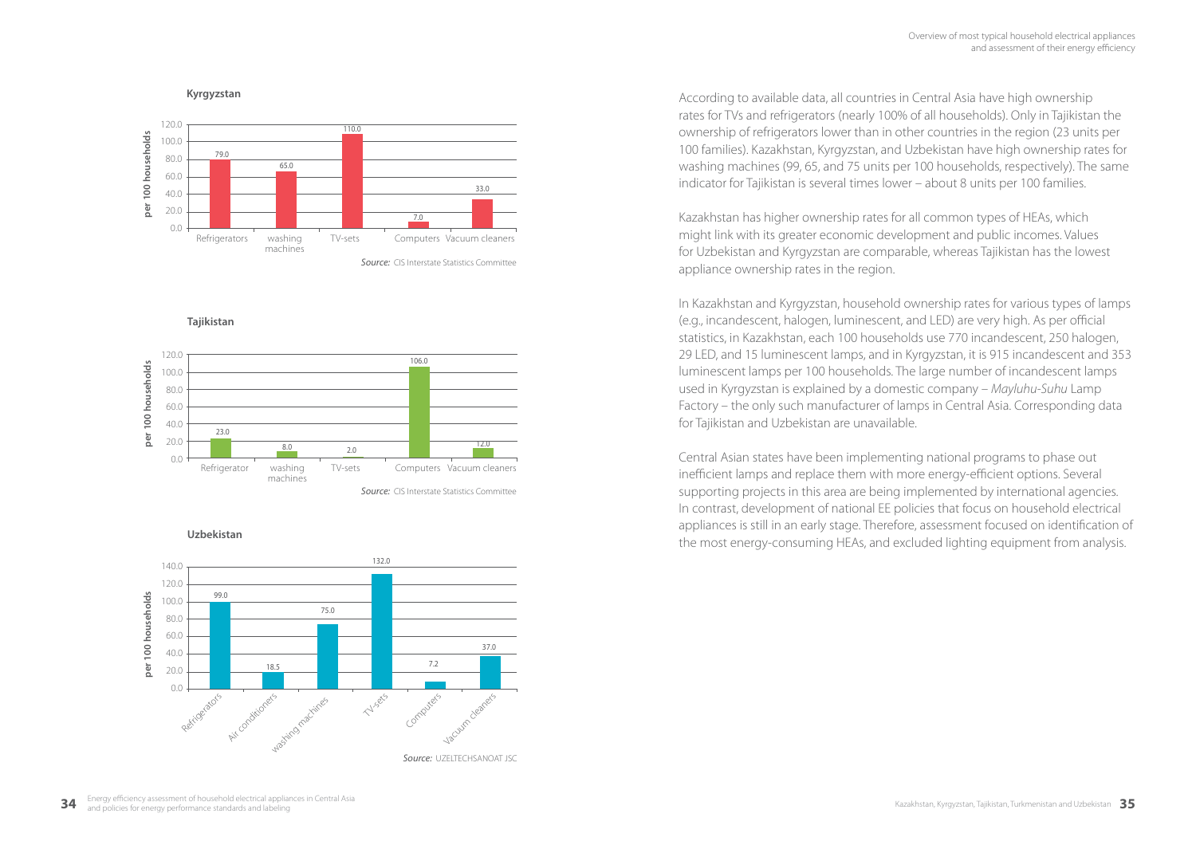**Kyrgyzstan**

| | Refrigerators | washing machines | TV-sets | Computers | Vacuum cleaners |
|---|---|---|---|---|---|
| per 100 households | 79.0 | 65.0 | 110.0 | 7.0 | 33.0 |

*Source:* CIS Interstate Statistics Committee

**Tajikistan**

| | Refrigerator | washing machines | TV-sets | Computers | Vacuum cleaners |
|---|---|---|---|---|---|
| per 100 households | 23.0 | 8.0 | 2.0 | 106.0 | 12.0 |

*Source:* CIS Interstate Statistics Committee

**Uzbekistan**

| | Refrigerators | Air conditioners | washing machines | TV-sets | Computers | Vacuum cleaners |
|---|---|---|---|---|---|---|
| per 100 households | 99.0 | 18.5 | 75.0 | 132.0 | 7.2 | 37.0 |

*Source:* UZELTECHSANOAT JSC

According to available data, all countries in Central Asia have high ownership rates for TVs and refrigerators (nearly 100% of all households). Only in Tajikistan the ownership of refrigerators lower than in other countries in the region (23 units per 100 families). Kazakhstan, Kyrgyzstan, and Uzbekistan have high ownership rates for washing machines (99, 65, and 75 units per 100 households, respectively). The same indicator for Tajikistan is several times lower – about 8 units per 100 families.

Kazakhstan has higher ownership rates for all common types of HEAs, which might link with its greater economic development and public incomes. Values for Uzbekistan and Kyrgyzstan are comparable, whereas Tajikistan has the lowest appliance ownership rates in the region.

In Kazakhstan and Kyrgyzstan, household ownership rates for various types of lamps (e.g., incandescent, halogen, luminescent, and LED) are very high. As per official statistics, in Kazakhstan, each 100 households use 770 incandescent, 250 halogen, 29 LED, and 15 luminescent lamps, and in Kyrgyzstan, it is 915 incandescent and 353 luminescent lamps per 100 households. The large number of incandescent lamps used in Kyrgyzstan is explained by a domestic company – *Mayluhu-Suhu* Lamp Factory – the only such manufacturer of lamps in Central Asia. Corresponding data for Tajikistan and Uzbekistan are unavailable.

Central Asian states have been implementing national programs to phase out inefficient lamps and replace them with more energy-efficient options. Several supporting projects in this area are being implemented by international agencies. In contrast, development of national EE policies that focus on household electrical appliances is still in an early stage. Therefore, assessment focused on identification of the most energy-consuming HEAs, and excluded lighting equipment from analysis.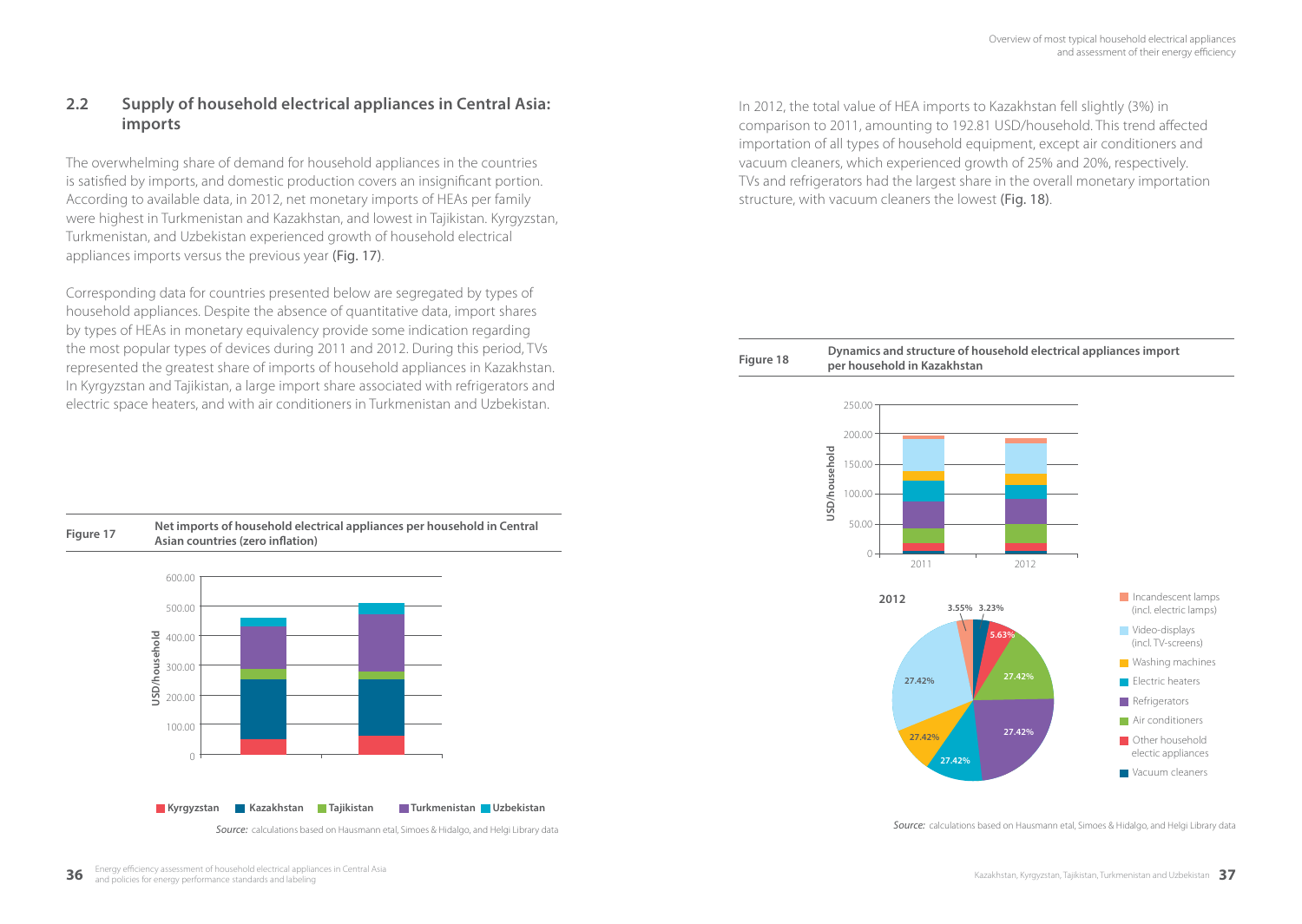## 2.2 Supply of household electrical appliances in Central Asia: imports

The overwhelming share of demand for household appliances in the countries is satisfied by imports, and domestic production covers an insignificant portion. According to available data, in 2012, net monetary imports of HEAs per family were highest in Turkmenistan and Kazakhstan, and lowest in Tajikistan. Kyrgyzstan, Turkmenistan, and Uzbekistan experienced growth of household electrical appliances imports versus the previous year (Fig. 17).

Corresponding data for countries presented below are segregated by types of household appliances. Despite the absence of quantitative data, import shares by types of HEAs in monetary equivalency provide some indication regarding the most popular types of devices during 2011 and 2012. During this period, TVs represented the greatest share of imports of household appliances in Kazakhstan. In Kyrgyzstan and Tajikistan, a large import share associated with refrigerators and electric space heaters, and with air conditioners in Turkmenistan and Uzbekistan.

**Figure 17** **Net imports of household electrical appliances per household in Central Asian countries (zero inflation)**

*Source:* calculations based on Hausmann etal, Simoes & Hidalgo, and Helgi Library data

In 2012, the total value of HEA imports to Kazakhstan fell slightly (3%) in comparison to 2011, amounting to 192.81 USD/household. This trend affected importation of all types of household equipment, except air conditioners and vacuum cleaners, which experienced growth of 25% and 20%, respectively. TVs and refrigerators had the largest share in the overall monetary importation structure, with vacuum cleaners the lowest (Fig. 18).

**Figure 18** **Dynamics and structure of household electrical appliances import per household in Kazakhstan**

*Source:* calculations based on Hausmann etal, Simoes & Hidalgo, and Helgi Library data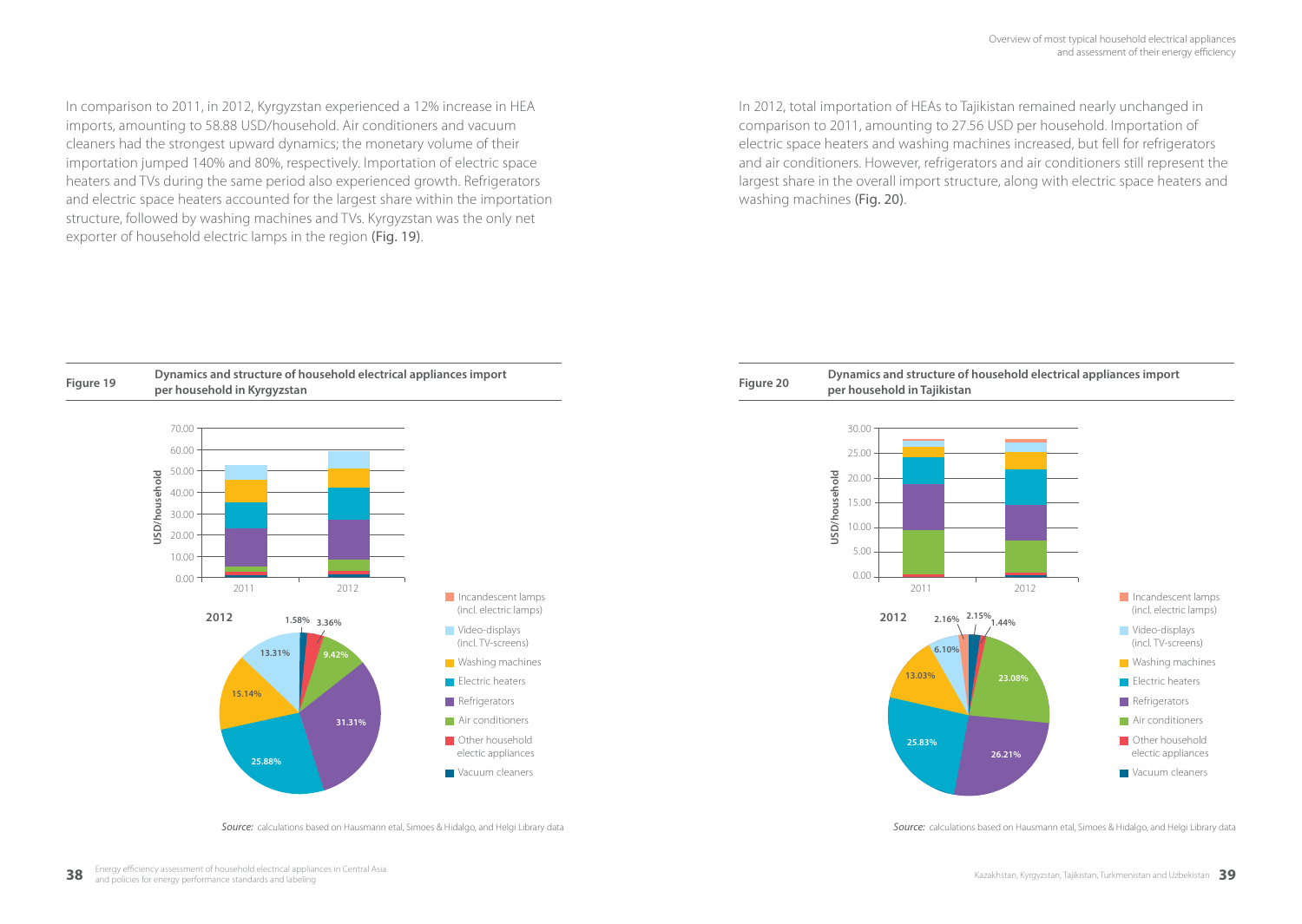In comparison to 2011, in 2012, Kyrgyzstan experienced a 12% increase in HEA imports, amounting to 58.88 USD/household. Air conditioners and vacuum cleaners had the strongest upward dynamics; the monetary volume of their importation jumped 140% and 80%, respectively. Importation of electric space heaters and TVs during the same period also experienced growth. Refrigerators and electric space heaters accounted for the largest share within the importation structure, followed by washing machines and TVs. Kyrgyzstan was the only net exporter of household electric lamps in the region (Fig. 19).

**Figure 19** **Dynamics and structure of household electrical appliances import per household in Kyrgyzstan**

2012

| Category | Share |
| --- | --- |
| Incandescent lamps (incl. electric lamps) | |
| Video-displays (incl. TV-screens) | 13.31% |
| Washing machines | 15.14% |
| Electric heaters | 25.88% |
| Refrigerators | 31.31% |
| Air conditioners | 9.42% |
| Other household electic appliances | 3.36% |
| Vacuum cleaners | 1.58% |

*Source:* calculations based on Hausmann etal, Simoes & Hidalgo, and Helgi Library data

In 2012, total importation of HEAs to Tajikistan remained nearly unchanged in comparison to 2011, amounting to 27.56 USD per household. Importation of electric space heaters and washing machines increased, but fell for refrigerators and air conditioners. However, refrigerators and air conditioners still represent the largest share in the overall import structure, along with electric space heaters and washing machines (Fig. 20).

**Figure 20** **Dynamics and structure of household electrical appliances import per household in Tajikistan**

2012

| Category | Share |
| --- | --- |
| Incandescent lamps (incl. electric lamps) | 2.16% |
| Video-displays (incl. TV-screens) | 6.10% |
| Washing machines | 13.03% |
| Electric heaters | 25.83% |
| Refrigerators | 26.21% |
| Air conditioners | 23.08% |
| Other household electic appliances | 1.44% |
| Vacuum cleaners | 2.15% |

*Source:* calculations based on Hausmann etal, Simoes & Hidalgo, and Helgi Library data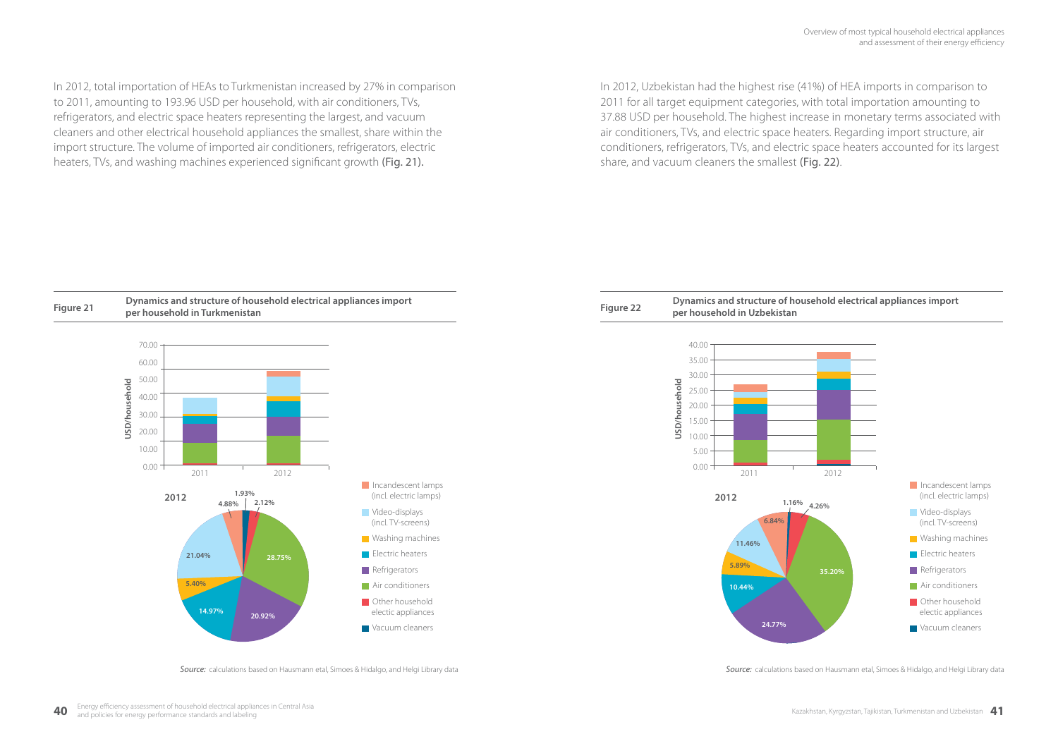In 2012, total importation of HEAs to Turkmenistan increased by 27% in comparison to 2011, amounting to 193.96 USD per household, with air conditioners, TVs, refrigerators, and electric space heaters representing the largest, and vacuum cleaners and other electrical household appliances the smallest, share within the import structure. The volume of imported air conditioners, refrigerators, electric heaters, TVs, and washing machines experienced significant growth (Fig. 21).

**Figure 21** **Dynamics and structure of household electrical appliances import per household in Turkmenistan**

*Source:* calculations based on Hausmann etal, Simoes & Hidalgo, and Helgi Library data

In 2012, Uzbekistan had the highest rise (41%) of HEA imports in comparison to 2011 for all target equipment categories, with total importation amounting to 37.88 USD per household. The highest increase in monetary terms associated with air conditioners, TVs, and electric space heaters. Regarding import structure, air conditioners, refrigerators, TVs, and electric space heaters accounted for its largest share, and vacuum cleaners the smallest (Fig. 22).

**Figure 22** **Dynamics and structure of household electrical appliances import per household in Uzbekistan**

*Source:* calculations based on Hausmann etal, Simoes & Hidalgo, and Helgi Library data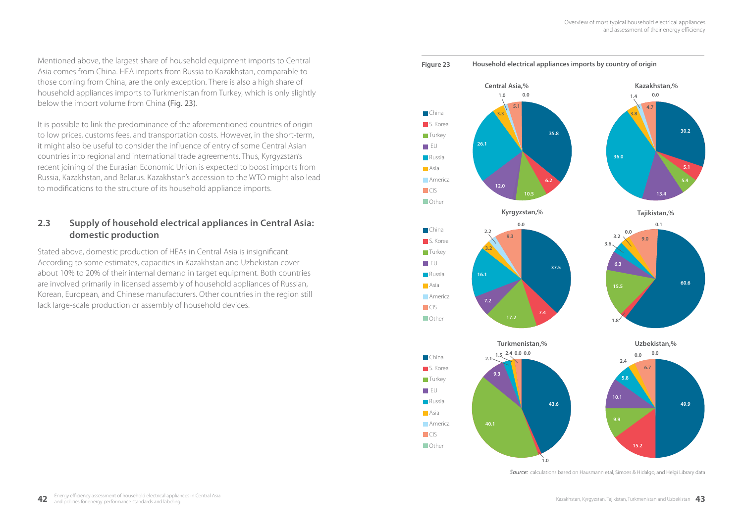Mentioned above, the largest share of household equipment imports to Central Asia comes from China. HEA imports from Russia to Kazakhstan, comparable to those coming from China, are the only exception. There is also a high share of household appliances imports to Turkmenistan from Turkey, which is only slightly below the import volume from China (Fig. 23).

It is possible to link the predominance of the aforementioned countries of origin to low prices, customs fees, and transportation costs. However, in the short-term, it might also be useful to consider the influence of entry of some Central Asian countries into regional and international trade agreements. Thus, Kyrgyzstan's recent joining of the Eurasian Economic Union is expected to boost imports from Russia, Kazakhstan, and Belarus. Kazakhstan's accession to the WTO might also lead to modifications to the structure of its household appliance imports.

## 2.3 Supply of household electrical appliances in Central Asia: domestic production

Stated above, domestic production of HEAs in Central Asia is insignificant. According to some estimates, capacities in Kazakhstan and Uzbekistan cover about 10% to 20% of their internal demand in target equipment. Both countries are involved primarily in licensed assembly of household appliances of Russian, Korean, European, and Chinese manufacturers. Other countries in the region still lack large-scale production or assembly of household devices.

**Figure 23** **Household electrical appliances imports by country of origin**

| Origin | Central Asia, % | Kazakhstan, % | Kyrgyzstan, % | Tajikistan, % | Turkmenistan, % | Uzbekistan, % |
|---|---|---|---|---|---|---|
| China | 35.8 | 30.2 | 37.5 | 60.6 | 43.6 | 49.9 |
| S. Korea | 6.2 | 5.1 | 7.4 | 1.8 | 1.0 | 15.2 |
| Turkey | 10.5 | 5.4 | 17.2 | 15.5 | 40.1 | 9.9 |
| EU | 12.0 | 13.4 | 7.2 | 6.3 | 9.3 | 10.1 |
| Russia | 26.1 | 36.0 | 16.1 | 3.6 | 2.1 | 5.8 |
| Asia | 3.3 | 3.8 | 3.2 | 3.2 | 1.5 | 2.4 |
| America | 1.0 | 1.4 | 2.2 | 0.0 | 2.4 | 0.0 |
| CIS | 5.1 | 4.7 | 9.3 | 9.0 | 0.0 | 6.7 |
| Other | 0.0 | 0.0 | 0.0 | 0.1 | 0.0 | 0.0 |

*Source:* calculations based on Hausmann etal, Simoes & Hidalgo, and Helgi Library data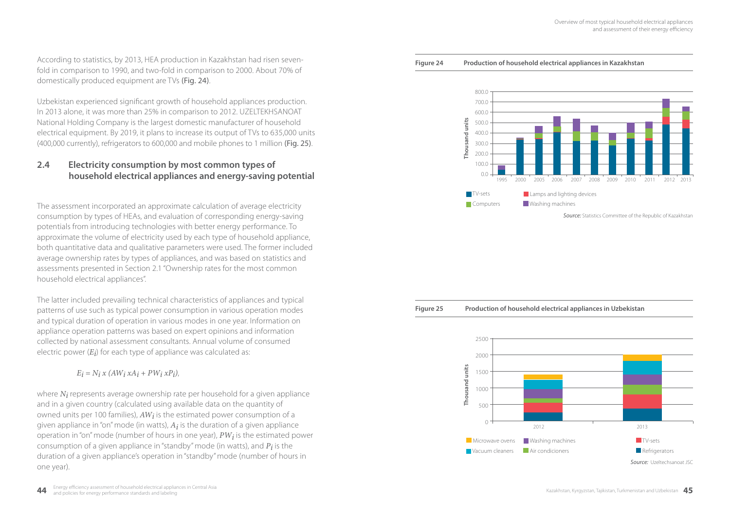According to statistics, by 2013, HEA production in Kazakhstan had risen seven-fold in comparison to 1990, and two-fold in comparison to 2000. About 70% of domestically produced equipment are TVs (Fig. 24).

Uzbekistan experienced significant growth of household appliances production. In 2013 alone, it was more than 25% in comparison to 2012. UZELTEKHSANOAT National Holding Company is the largest domestic manufacturer of household electrical equipment. By 2019, it plans to increase its output of TVs to 635,000 units (400,000 currently), refrigerators to 600,000 and mobile phones to 1 million (Fig. 25).

## 2.4 Electricity consumption by most common types of household electrical appliances and energy-saving potential

The assessment incorporated an approximate calculation of average electricity consumption by types of HEAs, and evaluation of corresponding energy-saving potentials from introducing technologies with better energy performance. To approximate the volume of electricity used by each type of household appliance, both quantitative data and qualitative parameters were used. The former included average ownership rates by types of appliances, and was based on statistics and assessments presented in Section 2.1 "Ownership rates for the most common household electrical appliances".

The latter included prevailing technical characteristics of appliances and typical patterns of use such as typical power consumption in various operation modes and typical duration of operation in various modes in one year. Information on appliance operation patterns was based on expert opinions and information collected by national assessment consultants. Annual volume of consumed electric power ($E_i$) for each type of appliance was calculated as:

$$E_i = N_i \times (AW_i \times A_i + PW_i \times P_i),$$

where $N_i$ represents average ownership rate per household for a given appliance and in a given country (calculated using available data on the quantity of owned units per 100 families), $AW_i$ is the estimated power consumption of a given appliance in "on" mode (in watts), $A_i$ is the duration of a given appliance operation in "on" mode (number of hours in one year), $PW_i$ is the estimated power consumption of a given appliance in "standby" mode (in watts), and $P_i$ is the duration of a given appliance's operation in "standby" mode (number of hours in one year).

**Figure 24 Production of household electrical appliances in Kazakhstan**

*Source:* Statistics Committee of the Republic of Kazakhstan

**Figure 25 Production of household electrical appliances in Uzbekistan**

*Source:* Uzeltechsanoat JSC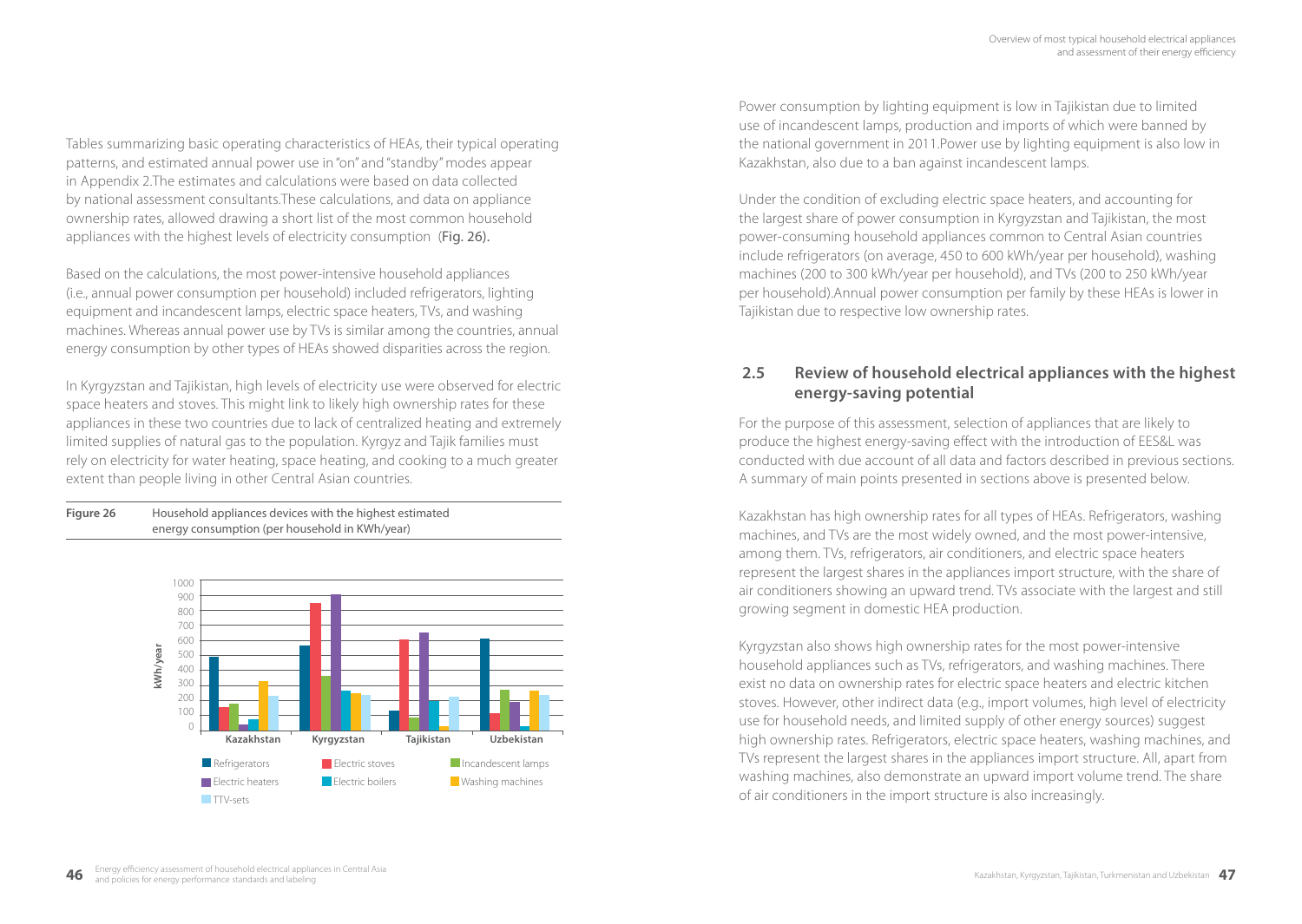Tables summarizing basic operating characteristics of HEAs, their typical operating patterns, and estimated annual power use in "on" and "standby" modes appear in Appendix 2.The estimates and calculations were based on data collected by national assessment consultants.These calculations, and data on appliance ownership rates, allowed drawing a short list of the most common household appliances with the highest levels of electricity consumption (Fig. 26).

Based on the calculations, the most power-intensive household appliances (i.e., annual power consumption per household) included refrigerators, lighting equipment and incandescent lamps, electric space heaters, TVs, and washing machines. Whereas annual power use by TVs is similar among the countries, annual energy consumption by other types of HEAs showed disparities across the region.

In Kyrgyzstan and Tajikistan, high levels of electricity use were observed for electric space heaters and stoves. This might link to likely high ownership rates for these appliances in these two countries due to lack of centralized heating and extremely limited supplies of natural gas to the population. Kyrgyz and Tajik families must rely on electricity for water heating, space heating, and cooking to a much greater extent than people living in other Central Asian countries.

**Figure 26** Household appliances devices with the highest estimated energy consumption (per household in KWh/year)

Power consumption by lighting equipment is low in Tajikistan due to limited use of incandescent lamps, production and imports of which were banned by the national government in 2011.Power use by lighting equipment is also low in Kazakhstan, also due to a ban against incandescent lamps.

Under the condition of excluding electric space heaters, and accounting for the largest share of power consumption in Kyrgyzstan and Tajikistan, the most power-consuming household appliances common to Central Asian countries include refrigerators (on average, 450 to 600 kWh/year per household), washing machines (200 to 300 kWh/year per household), and TVs (200 to 250 kWh/year per household).Annual power consumption per family by these HEAs is lower in Tajikistan due to respective low ownership rates.

## 2.5 Review of household electrical appliances with the highest energy-saving potential

For the purpose of this assessment, selection of appliances that are likely to produce the highest energy-saving effect with the introduction of EES&L was conducted with due account of all data and factors described in previous sections. A summary of main points presented in sections above is presented below.

Kazakhstan has high ownership rates for all types of HEAs. Refrigerators, washing machines, and TVs are the most widely owned, and the most power-intensive, among them. TVs, refrigerators, air conditioners, and electric space heaters represent the largest shares in the appliances import structure, with the share of air conditioners showing an upward trend. TVs associate with the largest and still growing segment in domestic HEA production.

Kyrgyzstan also shows high ownership rates for the most power-intensive household appliances such as TVs, refrigerators, and washing machines. There exist no data on ownership rates for electric space heaters and electric kitchen stoves. However, other indirect data (e.g., import volumes, high level of electricity use for household needs, and limited supply of other energy sources) suggest high ownership rates. Refrigerators, electric space heaters, washing machines, and TVs represent the largest shares in the appliances import structure. All, apart from washing machines, also demonstrate an upward import volume trend. The share of air conditioners in the import structure is also increasingly.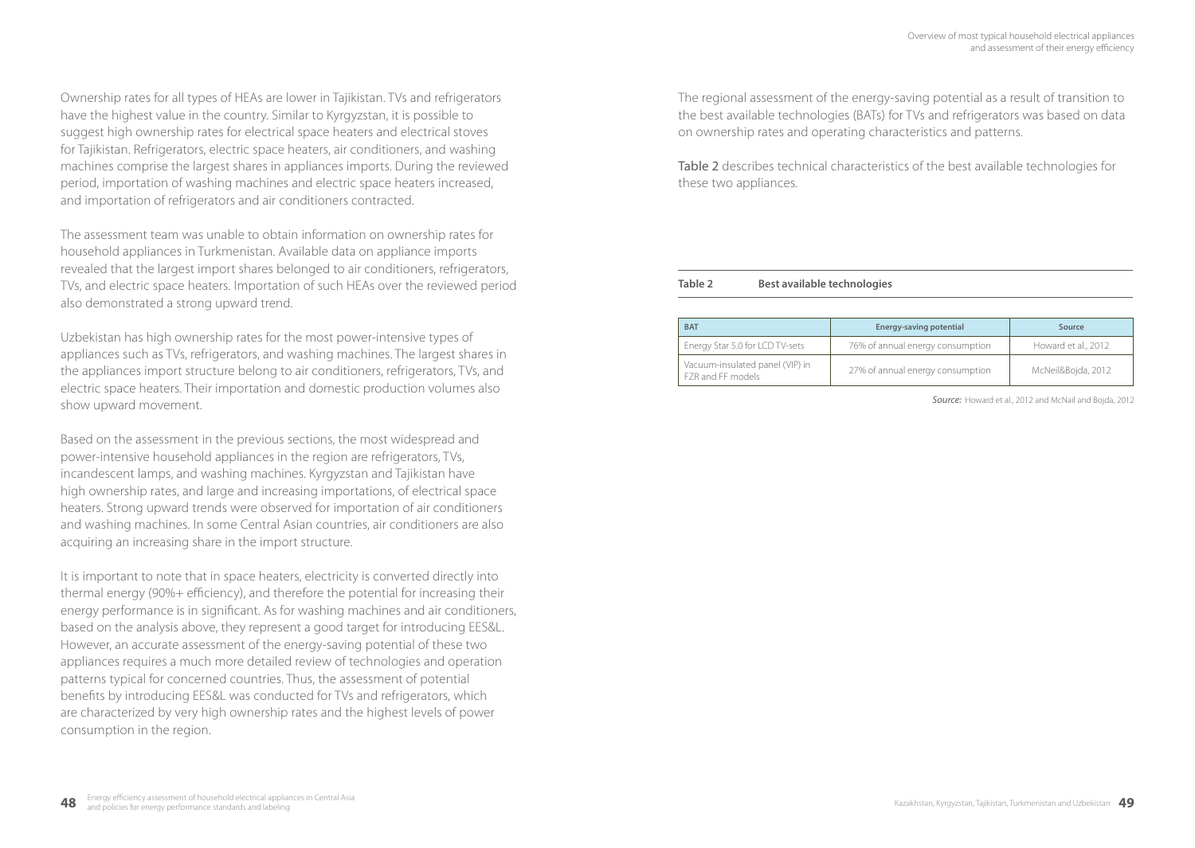Ownership rates for all types of HEAs are lower in Tajikistan. TVs and refrigerators have the highest value in the country. Similar to Kyrgyzstan, it is possible to suggest high ownership rates for electrical space heaters and electrical stoves for Tajikistan. Refrigerators, electric space heaters, air conditioners, and washing machines comprise the largest shares in appliances imports. During the reviewed period, importation of washing machines and electric space heaters increased, and importation of refrigerators and air conditioners contracted.

The assessment team was unable to obtain information on ownership rates for household appliances in Turkmenistan. Available data on appliance imports revealed that the largest import shares belonged to air conditioners, refrigerators, TVs, and electric space heaters. Importation of such HEAs over the reviewed period also demonstrated a strong upward trend.

Uzbekistan has high ownership rates for the most power-intensive types of appliances such as TVs, refrigerators, and washing machines. The largest shares in the appliances import structure belong to air conditioners, refrigerators, TVs, and electric space heaters. Their importation and domestic production volumes also show upward movement.

Based on the assessment in the previous sections, the most widespread and power-intensive household appliances in the region are refrigerators, TVs, incandescent lamps, and washing machines. Kyrgyzstan and Tajikistan have high ownership rates, and large and increasing importations, of electrical space heaters. Strong upward trends were observed for importation of air conditioners and washing machines. In some Central Asian countries, air conditioners are also acquiring an increasing share in the import structure.

It is important to note that in space heaters, electricity is converted directly into thermal energy (90%+ efficiency), and therefore the potential for increasing their energy performance is in significant. As for washing machines and air conditioners, based on the analysis above, they represent a good target for introducing EES&L. However, an accurate assessment of the energy-saving potential of these two appliances requires a much more detailed review of technologies and operation patterns typical for concerned countries. Thus, the assessment of potential benefits by introducing EES&L was conducted for TVs and refrigerators, which are characterized by very high ownership rates and the highest levels of power consumption in the region.

The regional assessment of the energy-saving potential as a result of transition to the best available technologies (BATs) for TVs and refrigerators was based on data on ownership rates and operating characteristics and patterns.

Table 2 describes technical characteristics of the best available technologies for these two appliances.

**Table 2 Best available technologies**

| BAT | Energy-saving potential | Source |
|---|---|---|
| Energy Star 5.0 for LCD TV-sets | 76% of annual energy consumption | Howard et al., 2012 |
| Vacuum-insulated panel (VIP) in FZR and FF models | 27% of annual energy consumption | McNeil&Bojda, 2012 |

*Source:* Howard et al., 2012 and McNail and Bojda, 2012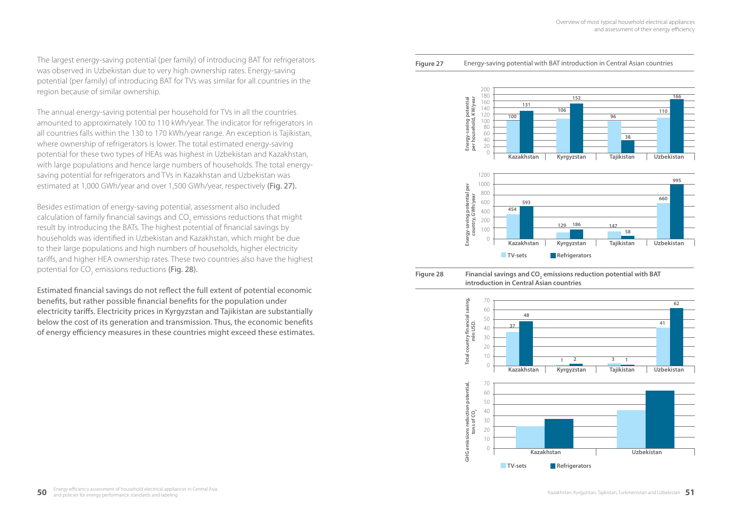The largest energy-saving potential (per family) of introducing BAT for refrigerators was observed in Uzbekistan due to very high ownership rates. Energy-saving potential (per family) of introducing BAT for TVs was similar for all countries in the region because of similar ownership.

The annual energy-saving potential per household for TVs in all the countries amounted to approximately 100 to 110 kWh/year. The indicator for refrigerators in all countries falls within the 130 to 170 kWh/year range. An exception is Tajikistan, where ownership of refrigerators is lower. The total estimated energy-saving potential for these two types of HEAs was highest in Uzbekistan and Kazakhstan, with large populations and hence large numbers of households. The total energy-saving potential for refrigerators and TVs in Kazakhstan and Uzbekistan was estimated at 1,000 GWh/year and over 1,500 GWh/year, respectively (Fig. 27).

Besides estimation of energy-saving potential, assessment also included calculation of family financial savings and $CO_2$ emissions reductions that might result by introducing the BATs. The highest potential of financial savings by households was identified in Uzbekistan and Kazakhstan, which might be due to their large populations and high numbers of households, higher electricity tariffs, and higher HEA ownership rates. These two countries also have the highest potential for $CO_2$ emissions reductions (Fig. 28).

Estimated financial savings do not reflect the full extent of potential economic benefits, but rather possible financial benefits for the population under electricity tariffs. Electricity prices in Kyrgyzstan and Tajikistan are substantially below the cost of its generation and transmission. Thus, the economic benefits of energy efficiency measures in these countries might exceed these estimates.

**Figure 27** Energy-saving potential with BAT introduction in Central Asian countries

Energy-saving potential per household, KW/year

| | Kazakhstan | Kyrgyzstan | Tajikistan | Uzbekistan |
|---|---|---|---|---|
| TV-sets | 100 | 106 | 96 | 110 |
| Refrigerators | 131 | 152 | 38 | 166 |

Energy-saving potential per country, GWh/year

| | Kazakhstan | Kyrgyzstan | Tajikistan | Uzbekistan |
|---|---|---|---|---|
| TV-sets | 454 | 129 | 147 | 660 |
| Refrigerators | 593 | 186 | 58 | 995 |

**Figure 28** **Financial savings and $CO_2$ emissions reduction potential with BAT introduction in Central Asian countries**

Total country financial saving, mln USD.

| | Kazakhstan | Kyrgyzstan | Tajikistan | Uzbekistan |
|---|---|---|---|---|
| TV-sets | 37 | 1 | 3 | 41 |
| Refrigerators | 48 | 2 | 1 | 62 |

GHG emissions reduction potential, tons of $CO_2$ (chart: Kazakhstan and Uzbekistan; TV-sets, Refrigerators)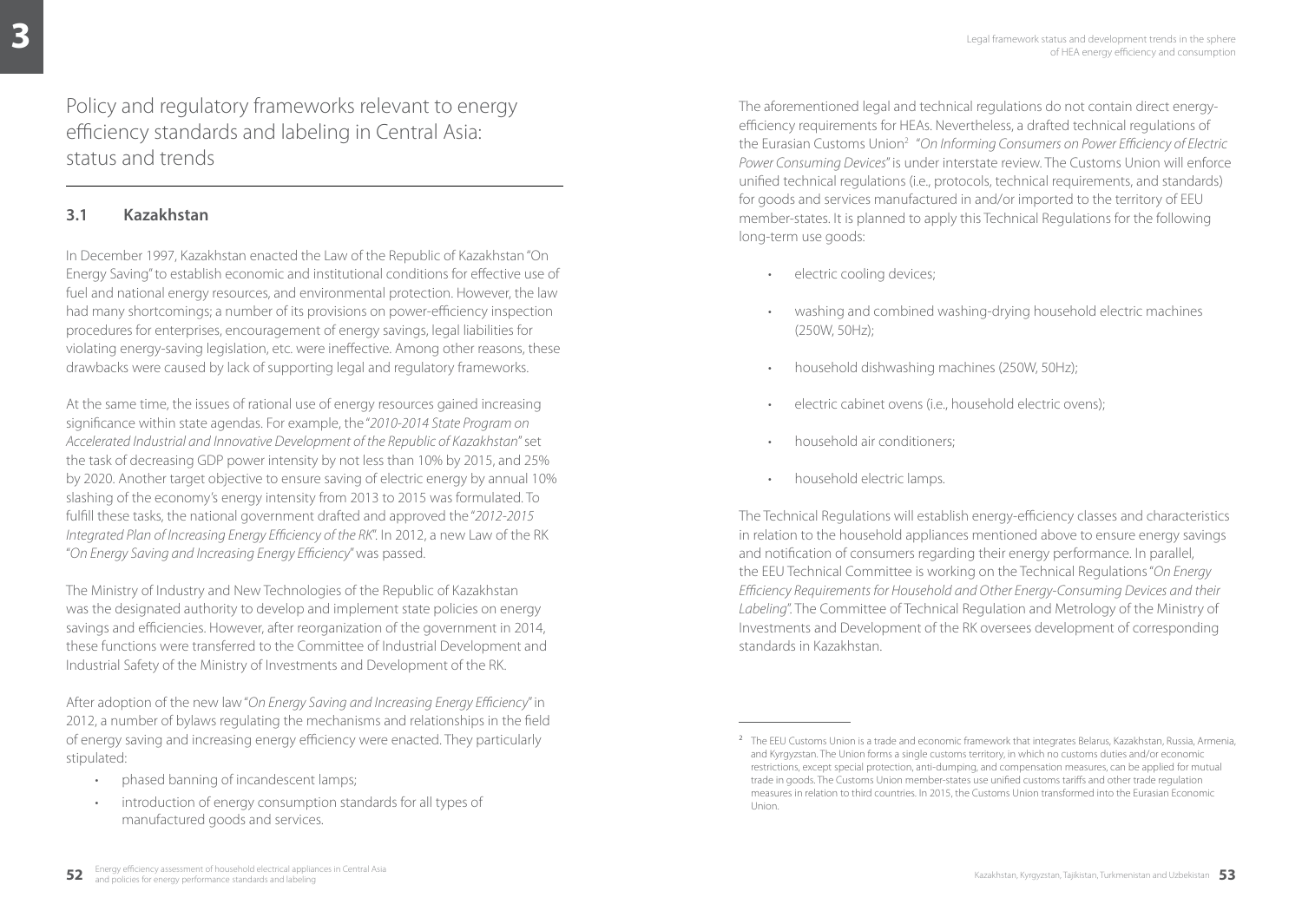# Policy and regulatory frameworks relevant to energy efficiency standards and labeling in Central Asia: status and trends

## 3.1 Kazakhstan

In December 1997, Kazakhstan enacted the Law of the Republic of Kazakhstan "On Energy Saving" to establish economic and institutional conditions for effective use of fuel and national energy resources, and environmental protection. However, the law had many shortcomings; a number of its provisions on power-efficiency inspection procedures for enterprises, encouragement of energy savings, legal liabilities for violating energy-saving legislation, etc. were ineffective. Among other reasons, these drawbacks were caused by lack of supporting legal and regulatory frameworks.

At the same time, the issues of rational use of energy resources gained increasing significance within state agendas. For example, the "*2010-2014 State Program on Accelerated Industrial and Innovative Development of the Republic of Kazakhstan*" set the task of decreasing GDP power intensity by not less than 10% by 2015, and 25% by 2020. Another target objective to ensure saving of electric energy by annual 10% slashing of the economy's energy intensity from 2013 to 2015 was formulated. To fulfill these tasks, the national government drafted and approved the "*2012-2015 Integrated Plan of Increasing Energy Efficiency of the RK*". In 2012, a new Law of the RK "*On Energy Saving and Increasing Energy Efficiency*" was passed.

The Ministry of Industry and New Technologies of the Republic of Kazakhstan was the designated authority to develop and implement state policies on energy savings and efficiencies. However, after reorganization of the government in 2014, these functions were transferred to the Committee of Industrial Development and Industrial Safety of the Ministry of Investments and Development of the RK.

After adoption of the new law "*On Energy Saving and Increasing Energy Efficiency*" in 2012, a number of bylaws regulating the mechanisms and relationships in the field of energy saving and increasing energy efficiency were enacted. They particularly stipulated:

- phased banning of incandescent lamps;
- introduction of energy consumption standards for all types of manufactured goods and services.

The aforementioned legal and technical regulations do not contain direct energy-efficiency requirements for HEAs. Nevertheless, a drafted technical regulations of the Eurasian Customs Union[2] "*On Informing Consumers on Power Efficiency of Electric Power Consuming Devices*" is under interstate review. The Customs Union will enforce unified technical regulations (i.e., protocols, technical requirements, and standards) for goods and services manufactured in and/or imported to the territory of EEU member-states. It is planned to apply this Technical Regulations for the following long-term use goods:

- electric cooling devices;
- washing and combined washing-drying household electric machines (250W, 50Hz);
- household dishwashing machines (250W, 50Hz);
- electric cabinet ovens (i.e., household electric ovens);
- household air conditioners;
- household electric lamps.

The Technical Regulations will establish energy-efficiency classes and characteristics in relation to the household appliances mentioned above to ensure energy savings and notification of consumers regarding their energy performance. In parallel, the EEU Technical Committee is working on the Technical Regulations "*On Energy Efficiency Requirements for Household and Other Energy-Consuming Devices and their Labeling*". The Committee of Technical Regulation and Metrology of the Ministry of Investments and Development of the RK oversees development of corresponding standards in Kazakhstan.

---

[2] The EEU Customs Union is a trade and economic framework that integrates Belarus, Kazakhstan, Russia, Armenia, and Kyrgyzstan. The Union forms a single customs territory, in which no customs duties and/or economic restrictions, except special protection, anti-dumping, and compensation measures, can be applied for mutual trade in goods. The Customs Union member-states use unified customs tariffs and other trade regulation measures in relation to third countries. In 2015, the Customs Union transformed into the Eurasian Economic Union.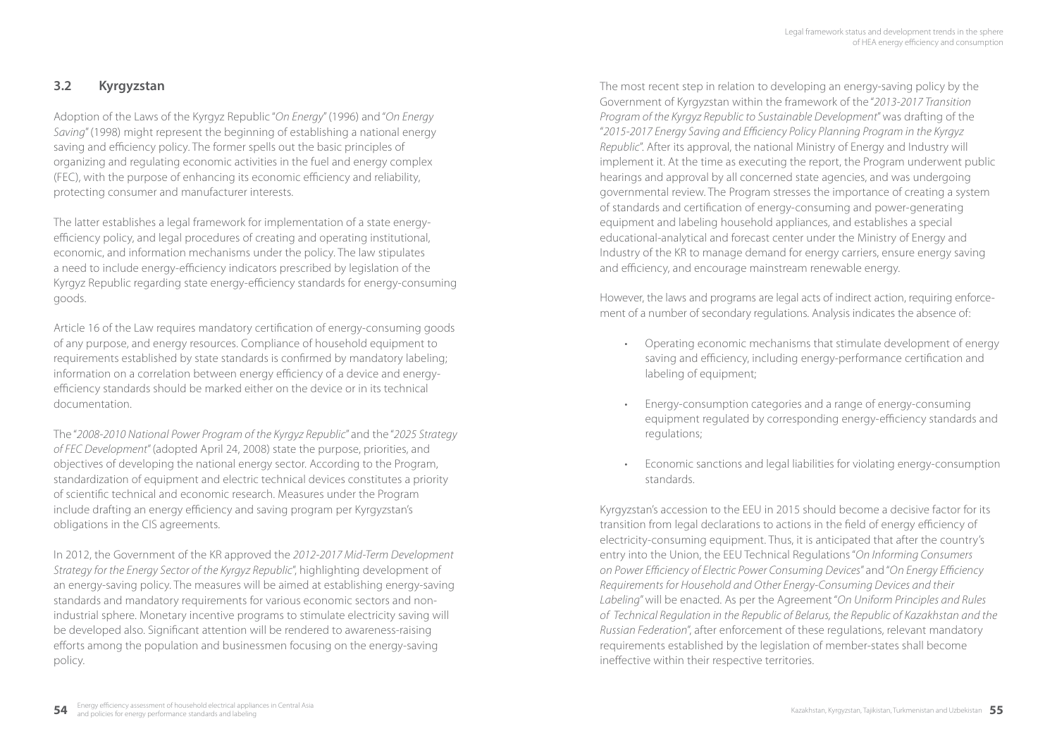## 3.2 Kyrgyzstan

Adoption of the Laws of the Kyrgyz Republic "*On Energy*" (1996) and "*On Energy Saving*" (1998) might represent the beginning of establishing a national energy saving and efficiency policy. The former spells out the basic principles of organizing and regulating economic activities in the fuel and energy complex (FEC), with the purpose of enhancing its economic efficiency and reliability, protecting consumer and manufacturer interests.

The latter establishes a legal framework for implementation of a state energy-efficiency policy, and legal procedures of creating and operating institutional, economic, and information mechanisms under the policy. The law stipulates a need to include energy-efficiency indicators prescribed by legislation of the Kyrgyz Republic regarding state energy-efficiency standards for energy-consuming goods.

Article 16 of the Law requires mandatory certification of energy-consuming goods of any purpose, and energy resources. Compliance of household equipment to requirements established by state standards is confirmed by mandatory labeling; information on a correlation between energy efficiency of a device and energy-efficiency standards should be marked either on the device or in its technical documentation.

The "*2008-2010 National Power Program of the Kyrgyz Republic*" and the "*2025 Strategy of FEC Development*" (adopted April 24, 2008) state the purpose, priorities, and objectives of developing the national energy sector. According to the Program, standardization of equipment and electric technical devices constitutes a priority of scientific technical and economic research. Measures under the Program include drafting an energy efficiency and saving program per Kyrgyzstan's obligations in the CIS agreements.

In 2012, the Government of the KR approved the *2012-2017 Mid-Term Development Strategy for the Energy Sector of the Kyrgyz Republic*", highlighting development of an energy-saving policy. The measures will be aimed at establishing energy-saving standards and mandatory requirements for various economic sectors and non-industrial sphere. Monetary incentive programs to stimulate electricity saving will be developed also. Significant attention will be rendered to awareness-raising efforts among the population and businessmen focusing on the energy-saving policy.

The most recent step in relation to developing an energy-saving policy by the Government of Kyrgyzstan within the framework of the "*2013-2017 Transition Program of the Kyrgyz Republic to Sustainable Development*" was drafting of the "*2015-2017 Energy Saving and Efficiency Policy Planning Program in the Kyrgyz Republic*". After its approval, the national Ministry of Energy and Industry will implement it. At the time as executing the report, the Program underwent public hearings and approval by all concerned state agencies, and was undergoing governmental review. The Program stresses the importance of creating a system of standards and certification of energy-consuming and power-generating equipment and labeling household appliances, and establishes a special educational-analytical and forecast center under the Ministry of Energy and Industry of the KR to manage demand for energy carriers, ensure energy saving and efficiency, and encourage mainstream renewable energy.

However, the laws and programs are legal acts of indirect action, requiring enforcement of a number of secondary regulations. Analysis indicates the absence of:

- Operating economic mechanisms that stimulate development of energy saving and efficiency, including energy-performance certification and labeling of equipment;
- Energy-consumption categories and a range of energy-consuming equipment regulated by corresponding energy-efficiency standards and regulations;
- Economic sanctions and legal liabilities for violating energy-consumption standards.

Kyrgyzstan's accession to the EEU in 2015 should become a decisive factor for its transition from legal declarations to actions in the field of energy efficiency of electricity-consuming equipment. Thus, it is anticipated that after the country's entry into the Union, the EEU Technical Regulations "*On Informing Consumers on Power Efficiency of Electric Power Consuming Devices*" and "*On Energy Efficiency Requirements for Household and Other Energy-Consuming Devices and their Labeling*" will be enacted. As per the Agreement "*On Uniform Principles and Rules of Technical Regulation in the Republic of Belarus, the Republic of Kazakhstan and the Russian Federation*", after enforcement of these regulations, relevant mandatory requirements established by the legislation of member-states shall become ineffective within their respective territories.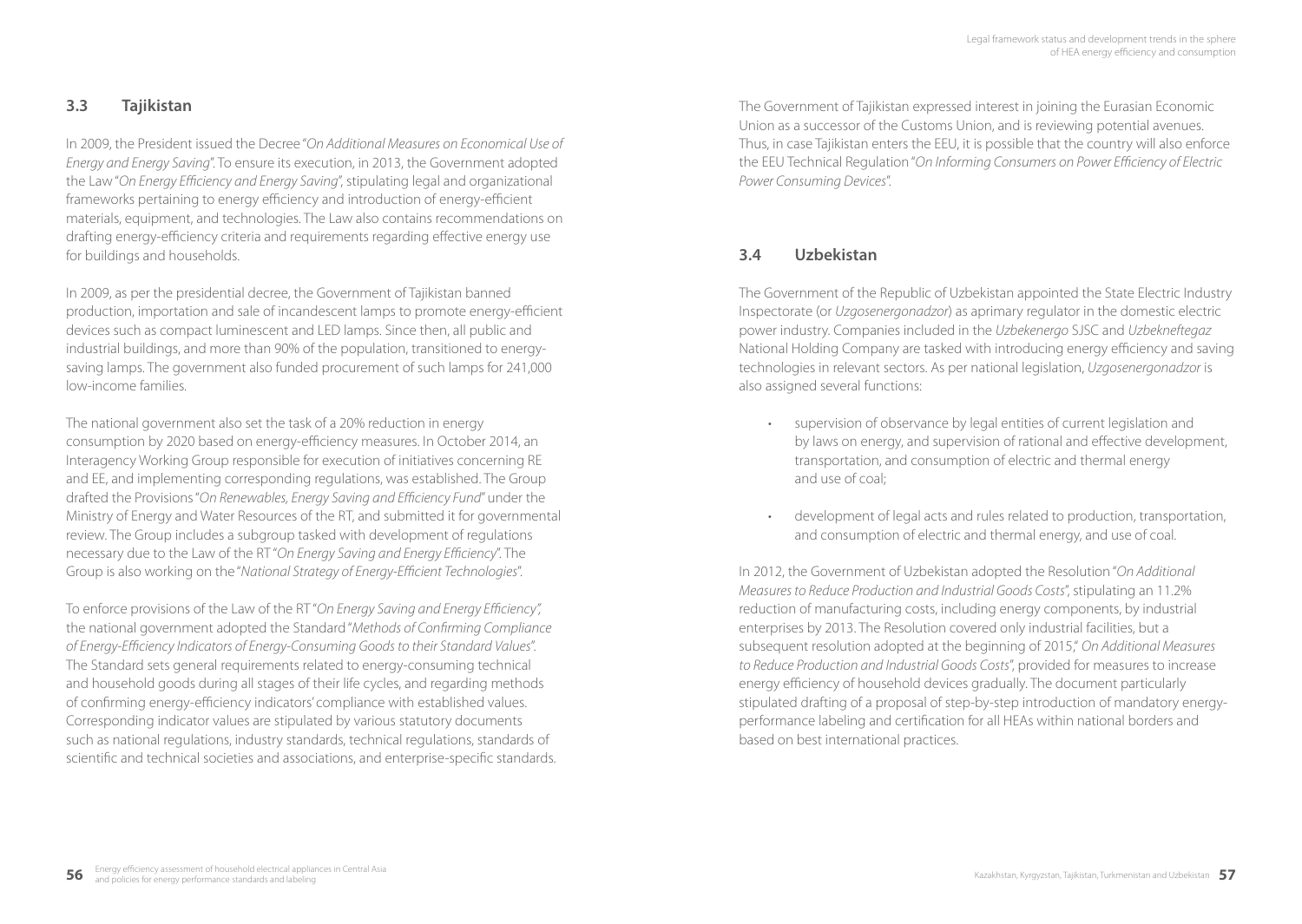## 3.3 Tajikistan

In 2009, the President issued the Decree "*On Additional Measures on Economical Use of Energy and Energy Saving*". To ensure its execution, in 2013, the Government adopted the Law "*On Energy Efficiency and Energy Saving*", stipulating legal and organizational frameworks pertaining to energy efficiency and introduction of energy-efficient materials, equipment, and technologies. The Law also contains recommendations on drafting energy-efficiency criteria and requirements regarding effective energy use for buildings and households.

In 2009, as per the presidential decree, the Government of Tajikistan banned production, importation and sale of incandescent lamps to promote energy-efficient devices such as compact luminescent and LED lamps. Since then, all public and industrial buildings, and more than 90% of the population, transitioned to energy-saving lamps. The government also funded procurement of such lamps for 241,000 low-income families.

The national government also set the task of a 20% reduction in energy consumption by 2020 based on energy-efficiency measures. In October 2014, an Interagency Working Group responsible for execution of initiatives concerning RE and EE, and implementing corresponding regulations, was established. The Group drafted the Provisions "*On Renewables, Energy Saving and Efficiency Fund*" under the Ministry of Energy and Water Resources of the RT, and submitted it for governmental review. The Group includes a subgroup tasked with development of regulations necessary due to the Law of the RT "*On Energy Saving and Energy Efficiency*". The Group is also working on the "*National Strategy of Energy-Efficient Technologies*".

To enforce provisions of the Law of the RT "*On Energy Saving and Energy Efficiency*", the national government adopted the Standard "*Methods of Confirming Compliance of Energy-Efficiency Indicators of Energy-Consuming Goods to their Standard Values*". The Standard sets general requirements related to energy-consuming technical and household goods during all stages of their life cycles, and regarding methods of confirming energy-efficiency indicators' compliance with established values. Corresponding indicator values are stipulated by various statutory documents such as national regulations, industry standards, technical regulations, standards of scientific and technical societies and associations, and enterprise-specific standards.

The Government of Tajikistan expressed interest in joining the Eurasian Economic Union as a successor of the Customs Union, and is reviewing potential avenues. Thus, in case Tajikistan enters the EEU, it is possible that the country will also enforce the EEU Technical Regulation "*On Informing Consumers on Power Efficiency of Electric Power Consuming Devices*".

## 3.4 Uzbekistan

The Government of the Republic of Uzbekistan appointed the State Electric Industry Inspectorate (or *Uzgosenergonadzor*) as aprimary regulator in the domestic electric power industry. Companies included in the *Uzbekenergo* SJSC and *Uzbekneftegaz* National Holding Company are tasked with introducing energy efficiency and saving technologies in relevant sectors. As per national legislation, *Uzgosenergonadzor* is also assigned several functions:

- supervision of observance by legal entities of current legislation and by laws on energy, and supervision of rational and effective development, transportation, and consumption of electric and thermal energy and use of coal;
- development of legal acts and rules related to production, transportation, and consumption of electric and thermal energy, and use of coal.

In 2012, the Government of Uzbekistan adopted the Resolution "*On Additional Measures to Reduce Production and Industrial Goods Costs*", stipulating an 11.2% reduction of manufacturing costs, including energy components, by industrial enterprises by 2013. The Resolution covered only industrial facilities, but a subsequent resolution adopted at the beginning of 2015," *On Additional Measures to Reduce Production and Industrial Goods Costs*", provided for measures to increase energy efficiency of household devices gradually. The document particularly stipulated drafting of a proposal of step-by-step introduction of mandatory energy-performance labeling and certification for all HEAs within national borders and based on best international practices.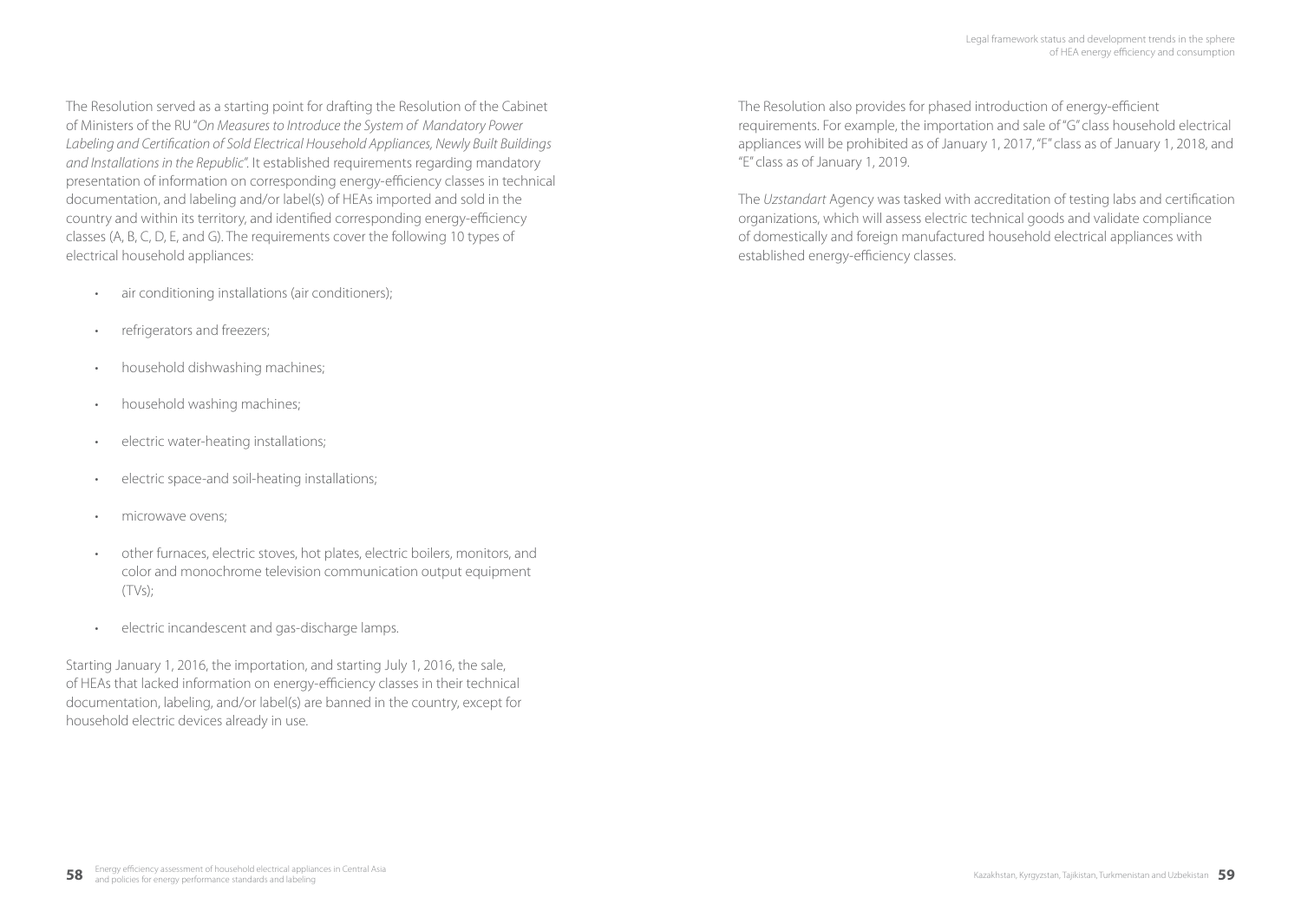The Resolution served as a starting point for drafting the Resolution of the Cabinet of Ministers of the RU "*On Measures to Introduce the System of Mandatory Power Labeling and Certification of Sold Electrical Household Appliances, Newly Built Buildings and Installations in the Republic*". It established requirements regarding mandatory presentation of information on corresponding energy-efficiency classes in technical documentation, and labeling and/or label(s) of HEAs imported and sold in the country and within its territory, and identified corresponding energy-efficiency classes (A, B, C, D, E, and G). The requirements cover the following 10 types of electrical household appliances:

- air conditioning installations (air conditioners);
- refrigerators and freezers;
- household dishwashing machines;
- household washing machines;
- electric water-heating installations;
- electric space-and soil-heating installations;
- microwave ovens;
- other furnaces, electric stoves, hot plates, electric boilers, monitors, and color and monochrome television communication output equipment (TVs);
- electric incandescent and gas-discharge lamps.

Starting January 1, 2016, the importation, and starting July 1, 2016, the sale, of HEAs that lacked information on energy-efficiency classes in their technical documentation, labeling, and/or label(s) are banned in the country, except for household electric devices already in use.

The Resolution also provides for phased introduction of energy-efficient requirements. For example, the importation and sale of "G" class household electrical appliances will be prohibited as of January 1, 2017, "F" class as of January 1, 2018, and "E" class as of January 1, 2019.

The *Uzstandart* Agency was tasked with accreditation of testing labs and certification organizations, which will assess electric technical goods and validate compliance of domestically and foreign manufactured household electrical appliances with established energy-efficiency classes.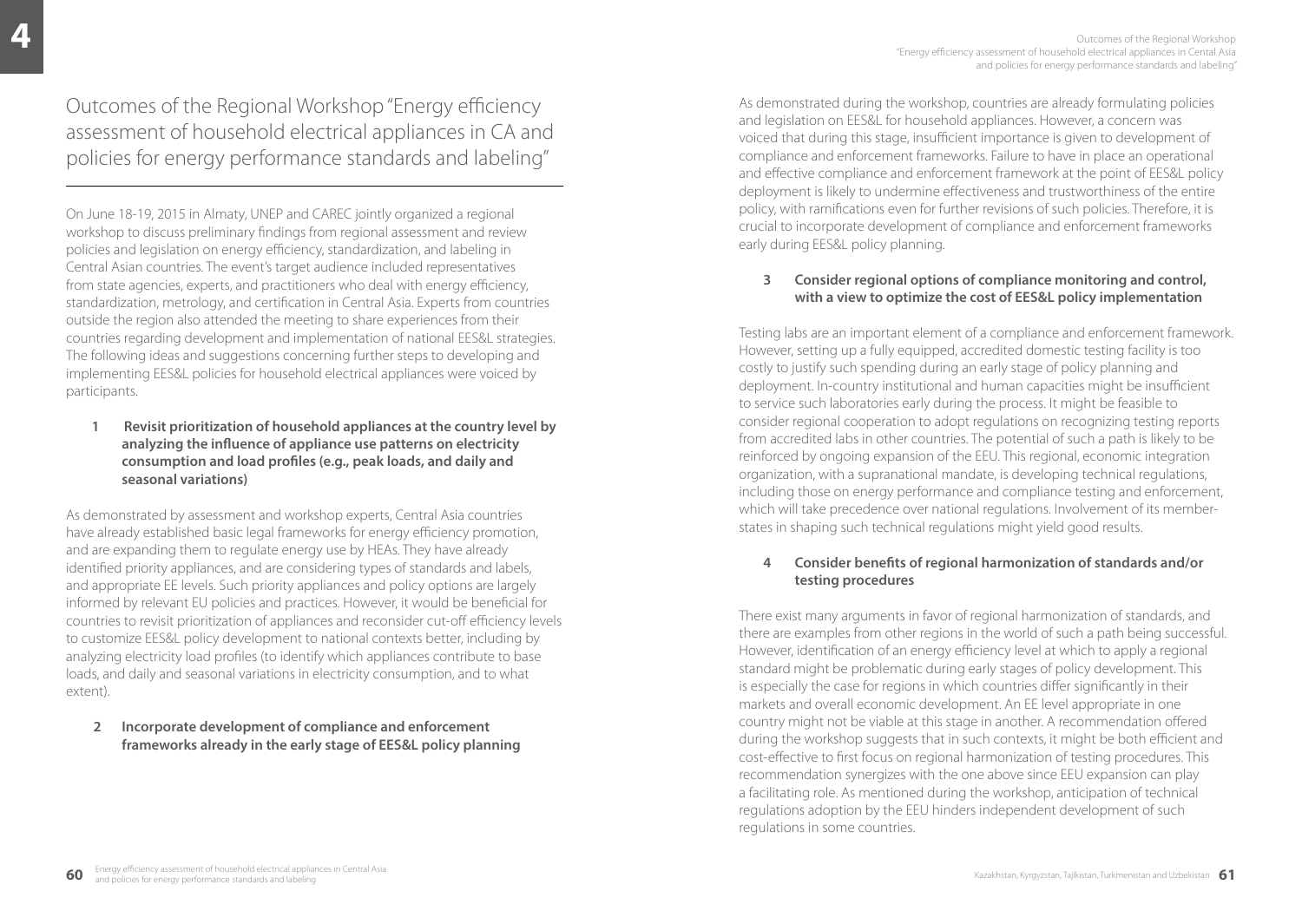# Outcomes of the Regional Workshop "Energy efficiency assessment of household electrical appliances in CA and policies for energy performance standards and labeling"

On June 18-19, 2015 in Almaty, UNEP and CAREC jointly organized a regional workshop to discuss preliminary findings from regional assessment and review policies and legislation on energy efficiency, standardization, and labeling in Central Asian countries. The event's target audience included representatives from state agencies, experts, and practitioners who deal with energy efficiency, standardization, metrology, and certification in Central Asia. Experts from countries outside the region also attended the meeting to share experiences from their countries regarding development and implementation of national EES&L strategies. The following ideas and suggestions concerning further steps to developing and implementing EES&L policies for household electrical appliances were voiced by participants.

**1 Revisit prioritization of household appliances at the country level by analyzing the influence of appliance use patterns on electricity consumption and load profiles (e.g., peak loads, and daily and seasonal variations)**

As demonstrated by assessment and workshop experts, Central Asia countries have already established basic legal frameworks for energy efficiency promotion, and are expanding them to regulate energy use by HEAs. They have already identified priority appliances, and are considering types of standards and labels, and appropriate EE levels. Such priority appliances and policy options are largely informed by relevant EU policies and practices. However, it would be beneficial for countries to revisit prioritization of appliances and reconsider cut-off efficiency levels to customize EES&L policy development to national contexts better, including by analyzing electricity load profiles (to identify which appliances contribute to base loads, and daily and seasonal variations in electricity consumption, and to what extent).

**2 Incorporate development of compliance and enforcement frameworks already in the early stage of EES&L policy planning**

As demonstrated during the workshop, countries are already formulating policies and legislation on EES&L for household appliances. However, a concern was voiced that during this stage, insufficient importance is given to development of compliance and enforcement frameworks. Failure to have in place an operational and effective compliance and enforcement framework at the point of EES&L policy deployment is likely to undermine effectiveness and trustworthiness of the entire policy, with ramifications even for further revisions of such policies. Therefore, it is crucial to incorporate development of compliance and enforcement frameworks early during EES&L policy planning.

**3 Consider regional options of compliance monitoring and control, with a view to optimize the cost of EES&L policy implementation**

Testing labs are an important element of a compliance and enforcement framework. However, setting up a fully equipped, accredited domestic testing facility is too costly to justify such spending during an early stage of policy planning and deployment. In-country institutional and human capacities might be insufficient to service such laboratories early during the process. It might be feasible to consider regional cooperation to adopt regulations on recognizing testing reports from accredited labs in other countries. The potential of such a path is likely to be reinforced by ongoing expansion of the EEU. This regional, economic integration organization, with a supranational mandate, is developing technical regulations, including those on energy performance and compliance testing and enforcement, which will take precedence over national regulations. Involvement of its member-states in shaping such technical regulations might yield good results.

**4 Consider benefits of regional harmonization of standards and/or testing procedures**

There exist many arguments in favor of regional harmonization of standards, and there are examples from other regions in the world of such a path being successful. However, identification of an energy efficiency level at which to apply a regional standard might be problematic during early stages of policy development. This is especially the case for regions in which countries differ significantly in their markets and overall economic development. An EE level appropriate in one country might not be viable at this stage in another. A recommendation offered during the workshop suggests that in such contexts, it might be both efficient and cost-effective to first focus on regional harmonization of testing procedures. This recommendation synergizes with the one above since EEU expansion can play a facilitating role. As mentioned during the workshop, anticipation of technical regulations adoption by the EEU hinders independent development of such regulations in some countries.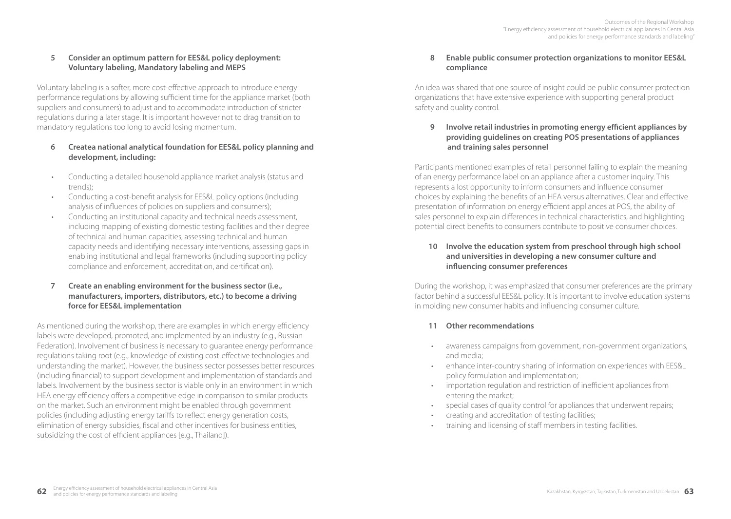### 5 Consider an optimum pattern for EES&L policy deployment: Voluntary labeling, Mandatory labeling and MEPS

Voluntary labeling is a softer, more cost-effective approach to introduce energy performance regulations by allowing sufficient time for the appliance market (both suppliers and consumers) to adjust and to accommodate introduction of stricter regulations during a later stage. It is important however not to drag transition to mandatory regulations too long to avoid losing momentum.

### 6 Createa national analytical foundation for EES&L policy planning and development, including:

- Conducting a detailed household appliance market analysis (status and trends);
- Conducting a cost-benefit analysis for EES&L policy options (including analysis of influences of policies on suppliers and consumers);
- Conducting an institutional capacity and technical needs assessment, including mapping of existing domestic testing facilities and their degree of technical and human capacities, assessing technical and human capacity needs and identifying necessary interventions, assessing gaps in enabling institutional and legal frameworks (including supporting policy compliance and enforcement, accreditation, and certification).

### 7 Create an enabling environment for the business sector (i.e., manufacturers, importers, distributors, etc.) to become a driving force for EES&L implementation

As mentioned during the workshop, there are examples in which energy efficiency labels were developed, promoted, and implemented by an industry (e.g., Russian Federation). Involvement of business is necessary to guarantee energy performance regulations taking root (e.g., knowledge of existing cost-effective technologies and understanding the market). However, the business sector possesses better resources (including financial) to support development and implementation of standards and labels. Involvement by the business sector is viable only in an environment in which HEA energy efficiency offers a competitive edge in comparison to similar products on the market. Such an environment might be enabled through government policies (including adjusting energy tariffs to reflect energy generation costs, elimination of energy subsidies, fiscal and other incentives for business entities, subsidizing the cost of efficient appliances [e.g., Thailand]).

### 8 Enable public consumer protection organizations to monitor EES&L compliance

An idea was shared that one source of insight could be public consumer protection organizations that have extensive experience with supporting general product safety and quality control.

### 9 Involve retail industries in promoting energy efficient appliances by providing guidelines on creating POS presentations of appliances and training sales personnel

Participants mentioned examples of retail personnel failing to explain the meaning of an energy performance label on an appliance after a customer inquiry. This represents a lost opportunity to inform consumers and influence consumer choices by explaining the benefits of an HEA versus alternatives. Clear and effective presentation of information on energy efficient appliances at POS, the ability of sales personnel to explain differences in technical characteristics, and highlighting potential direct benefits to consumers contribute to positive consumer choices.

### 10 Involve the education system from preschool through high school and universities in developing a new consumer culture and influencing consumer preferences

During the workshop, it was emphasized that consumer preferences are the primary factor behind a successful EES&L policy. It is important to involve education systems in molding new consumer habits and influencing consumer culture.

### 11 Other recommendations

- awareness campaigns from government, non-government organizations, and media;
- enhance inter-country sharing of information on experiences with EES&L policy formulation and implementation;
- importation regulation and restriction of inefficient appliances from entering the market;
- special cases of quality control for appliances that underwent repairs;
- creating and accreditation of testing facilities;
- training and licensing of staff members in testing facilities.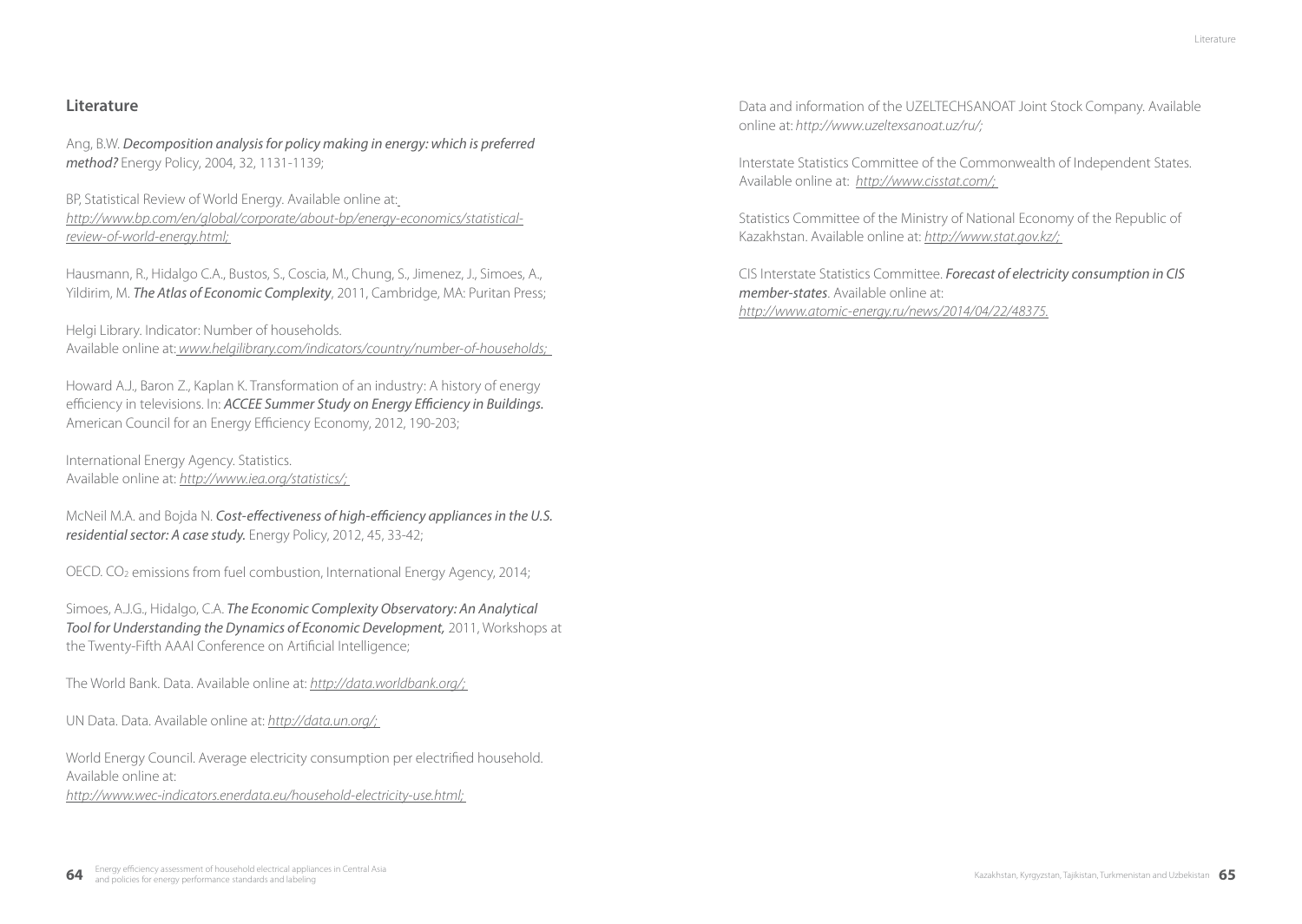## Literature

Ang, B.W. ***Decomposition analysis for policy making in energy: which is preferred method?*** Energy Policy, 2004, 32, 1131-1139;

BP, Statistical Review of World Energy. Available online at: *http://www.bp.com/en/global/corporate/about-bp/energy-economics/statistical-review-of-world-energy.html;*

Hausmann, R., Hidalgo C.A., Bustos, S., Coscia, M., Chung, S., Jimenez, J., Simoes, A., Yildirim, M. ***The Atlas of Economic Complexity***, 2011, Cambridge, MA: Puritan Press;

Helgi Library. Indicator: Number of households.
Available online at: *www.helgilibrary.com/indicators/country/number-of-households;*

Howard A.J., Baron Z., Kaplan K. Transformation of an industry: A history of energy efficiency in televisions. In: ***ACCEE Summer Study on Energy Efficiency in Buildings.*** American Council for an Energy Efficiency Economy, 2012, 190-203;

International Energy Agency. Statistics.
Available online at: *http://www.iea.org/statistics/;*

McNeil M.A. and Bojda N. ***Cost-effectiveness of high-efficiency appliances in the U.S. residential sector: A case study.*** Energy Policy, 2012, 45, 33-42;

OECD. $CO_2$ emissions from fuel combustion, International Energy Agency, 2014;

Simoes, A.J.G., Hidalgo, C.A. ***The Economic Complexity Observatory: An Analytical Tool for Understanding the Dynamics of Economic Development,*** 2011, Workshops at the Twenty-Fifth AAAI Conference on Artificial Intelligence;

The World Bank. Data. Available online at: *http://data.worldbank.org/;*

UN Data. Data. Available online at: *http://data.un.org/;*

World Energy Council. Average electricity consumption per electrified household.
Available online at:
*http://www.wec-indicators.enerdata.eu/household-electricity-use.html;*

Data and information of the UZELTECHSANOAT Joint Stock Company. Available online at: *http://www.uzeltexsanoat.uz/ru/;*

Interstate Statistics Committee of the Commonwealth of Independent States. Available online at: *http://www.cisstat.com/;*

Statistics Committee of the Ministry of National Economy of the Republic of Kazakhstan. Available online at: *http://www.stat.gov.kz/;*

CIS Interstate Statistics Committee. ***Forecast of electricity consumption in CIS member-states***. Available online at:
*http://www.atomic-energy.ru/news/2014/04/22/48375.*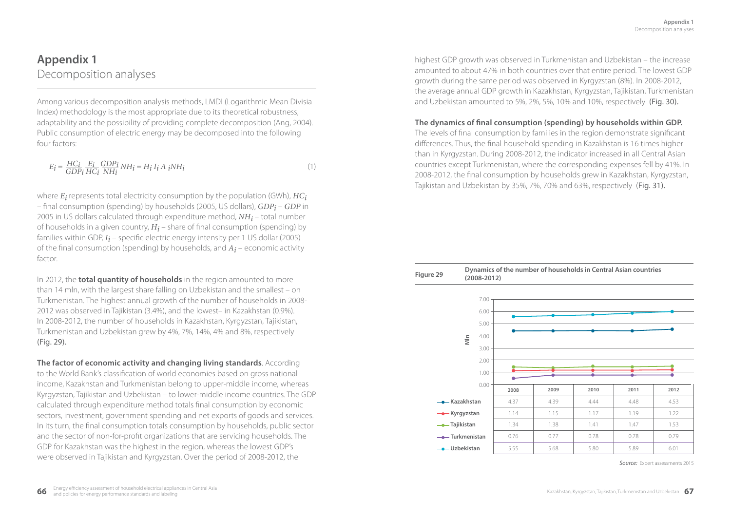# Appendix 1
## Decomposition analyses

Among various decomposition analysis methods, LMDI (Logarithmic Mean Divisia Index) methodology is the most appropriate due to its theoretical robustness, adaptability and the possibility of providing complete decomposition (Ang, 2004). Public consumption of electric energy may be decomposed into the following four factors:

$$E_i = \frac{HC_i}{GDP_i} \frac{E_i}{HC_i} \frac{GDP_i}{NH_i} NH_i = H_i I_i A_i NH_i \quad (1)$$

where $E_i$ represents total electricity consumption by the population (GWh), $HC_i$ – final consumption (spending) by households (2005, US dollars), $GDP_i$ – $GDP$ in 2005 in US dollars calculated through expenditure method, $NH_i$ – total number of households in a given country, $H_i$ – share of final consumption (spending) by families within GDP, $I_i$ – specific electric energy intensity per 1 US dollar (2005) of the final consumption (spending) by households, and $A_i$ – economic activity factor.

In 2012, the **total quantity of households** in the region amounted to more than 14 mln, with the largest share falling on Uzbekistan and the smallest – on Turkmenistan. The highest annual growth of the number of households in 2008-2012 was observed in Tajikistan (3.4%), and the lowest– in Kazakhstan (0.9%). In 2008-2012, the number of households in Kazakhstan, Kyrgyzstan, Tajikistan, Turkmenistan and Uzbekistan grew by 4%, 7%, 14%, 4% and 8%, respectively (Fig. 29).

**The factor of economic activity and changing living standards**. According to the World Bank's classification of world economies based on gross national income, Kazakhstan and Turkmenistan belong to upper-middle income, whereas Kyrgyzstan, Tajikistan and Uzbekistan – to lower-middle income countries. The GDP calculated through expenditure method totals final consumption by economic sectors, investment, government spending and net exports of goods and services. In its turn, the final consumption totals consumption by households, public sector and the sector of non-for-profit organizations that are servicing households. The GDP for Kazakhstan was the highest in the region, whereas the lowest GDP's were observed in Tajikistan and Kyrgyzstan. Over the period of 2008-2012, the highest GDP growth was observed in Turkmenistan and Uzbekistan – the increase amounted to about 47% in both countries over that entire period. The lowest GDP growth during the same period was observed in Kyrgyzstan (8%). In 2008-2012, the average annual GDP growth in Kazakhstan, Kyrgyzstan, Tajikistan, Turkmenistan and Uzbekistan amounted to 5%, 2%, 5%, 10% and 10%, respectively (Fig. 30).

**The dynamics of final consumption (spending) by households within GDP.** The levels of final consumption by families in the region demonstrate significant differences. Thus, the final household spending in Kazakhstan is 16 times higher than in Kyrgyzstan. During 2008-2012, the indicator increased in all Central Asian countries except Turkmenistan, where the corresponding expenses fell by 41%. In 2008-2012, the final consumption by households grew in Kazakhstan, Kyrgyzstan, Tajikistan and Uzbekistan by 35%, 7%, 70% and 63%, respectively (Fig. 31).

**Figure 29** Dynamics of the number of households in Central Asian countries (2008-2012)

Mln

| | 2008 | 2009 | 2010 | 2011 | 2012 |
|---|---|---|---|---|---|
| Kazakhstan | 4.37 | 4.39 | 4.44 | 4.48 | 4.53 |
| Kyrgyzstan | 1.14 | 1.15 | 1.17 | 1.19 | 1.22 |
| Tajikistan | 1.34 | 1.38 | 1.41 | 1.47 | 1.53 |
| Turkmenistan | 0.76 | 0.77 | 0.78 | 0.78 | 0.79 |
| Uzbekistan | 5.55 | 5.68 | 5.80 | 5.89 | 6.01 |

*Source:* Expert assessments 2015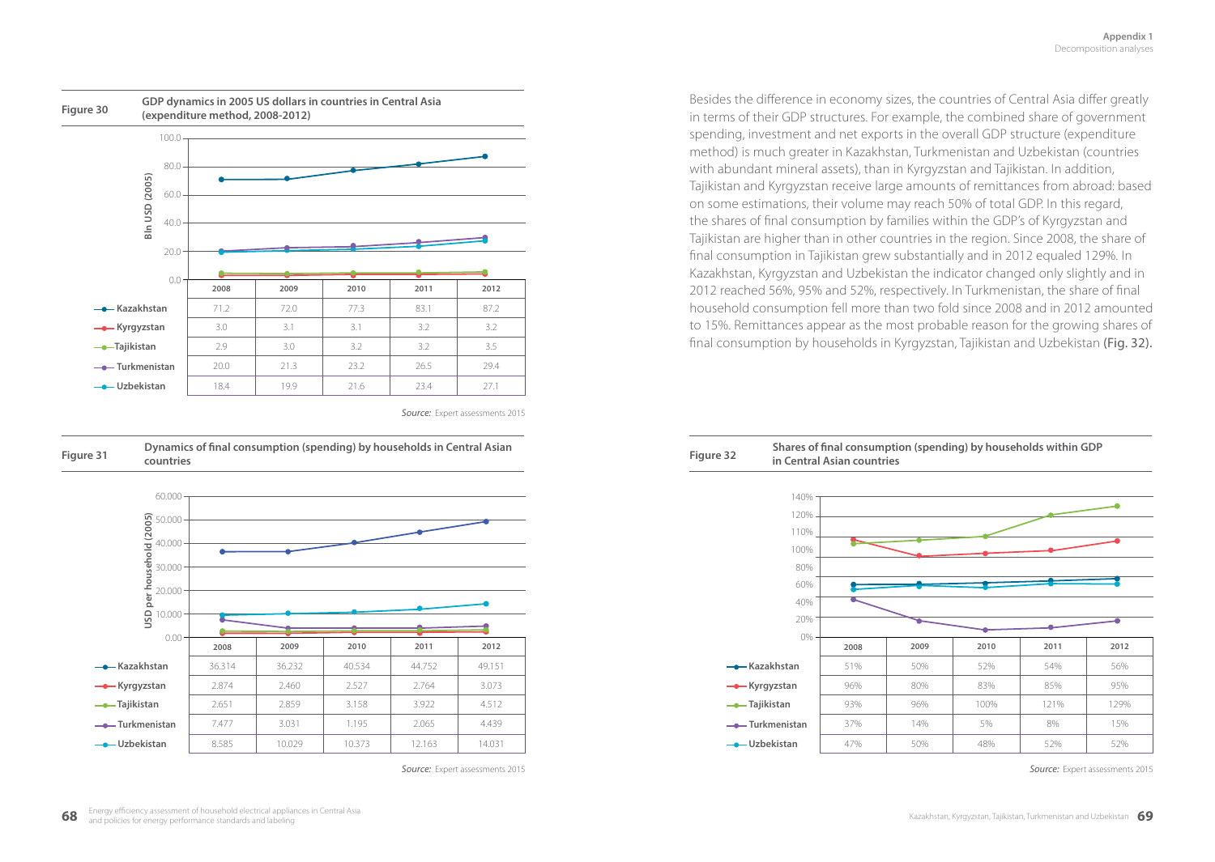**Figure 30** **GDP dynamics in 2005 US dollars in countries in Central Asia (expenditure method, 2008-2012)**

Bln USD (2005)

| | 2008 | 2009 | 2010 | 2011 | 2012 |
|---|---|---|---|---|---|
| Kazakhstan | 71.2 | 72.0 | 77.3 | 83.1 | 87.2 |
| Kyrgyzstan | 3.0 | 3.1 | 3.1 | 3.2 | 3.2 |
| Tajikistan | 2.9 | 3.0 | 3.2 | 3.2 | 3.5 |
| Turkmenistan | 20.0 | 21.3 | 23.2 | 26.5 | 29.4 |
| Uzbekistan | 18.4 | 19.9 | 21.6 | 23.4 | 27.1 |

*Source:* Expert assessments 2015

**Figure 31** **Dynamics of final consumption (spending) by households in Central Asian countries**

USD per household (2005)

| | 2008 | 2009 | 2010 | 2011 | 2012 |
|---|---|---|---|---|---|
| Kazakhstan | 36.314 | 36.232 | 40.534 | 44.752 | 49.151 |
| Kyrgyzstan | 2.874 | 2.460 | 2.527 | 2.764 | 3.073 |
| Tajikistan | 2.651 | 2.859 | 3.158 | 3.922 | 4.512 |
| Turkmenistan | 7.477 | 3.031 | 1.195 | 2.065 | 4.439 |
| Uzbekistan | 8.585 | 10.029 | 10.373 | 12.163 | 14.031 |

*Source:* Expert assessments 2015

Besides the difference in economy sizes, the countries of Central Asia differ greatly in terms of their GDP structures. For example, the combined share of government spending, investment and net exports in the overall GDP structure (expenditure method) is much greater in Kazakhstan, Turkmenistan and Uzbekistan (countries with abundant mineral assets), than in Kyrgyzstan and Tajikistan. In addition, Tajikistan and Kyrgyzstan receive large amounts of remittances from abroad: based on some estimations, their volume may reach 50% of total GDP. In this regard, the shares of final consumption by families within the GDP's of Kyrgyzstan and Tajikistan are higher than in other countries in the region. Since 2008, the share of final consumption in Tajikistan grew substantially and in 2012 equaled 129%. In Kazakhstan, Kyrgyzstan and Uzbekistan the indicator changed only slightly and in 2012 reached 56%, 95% and 52%, respectively. In Turkmenistan, the share of final household consumption fell more than two fold since 2008 and in 2012 amounted to 15%. Remittances appear as the most probable reason for the growing shares of final consumption by households in Kyrgyzstan, Tajikistan and Uzbekistan (Fig. 32).

**Figure 32** **Shares of final consumption (spending) by households within GDP in Central Asian countries**

| | 2008 | 2009 | 2010 | 2011 | 2012 |
|---|---|---|---|---|---|
| Kazakhstan | 51% | 50% | 52% | 54% | 56% |
| Kyrgyzstan | 96% | 80% | 83% | 85% | 95% |
| Tajikistan | 93% | 96% | 100% | 121% | 129% |
| Turkmenistan | 37% | 14% | 5% | 8% | 15% |
| Uzbekistan | 47% | 50% | 48% | 52% | 52% |

*Source:* Expert assessments 2015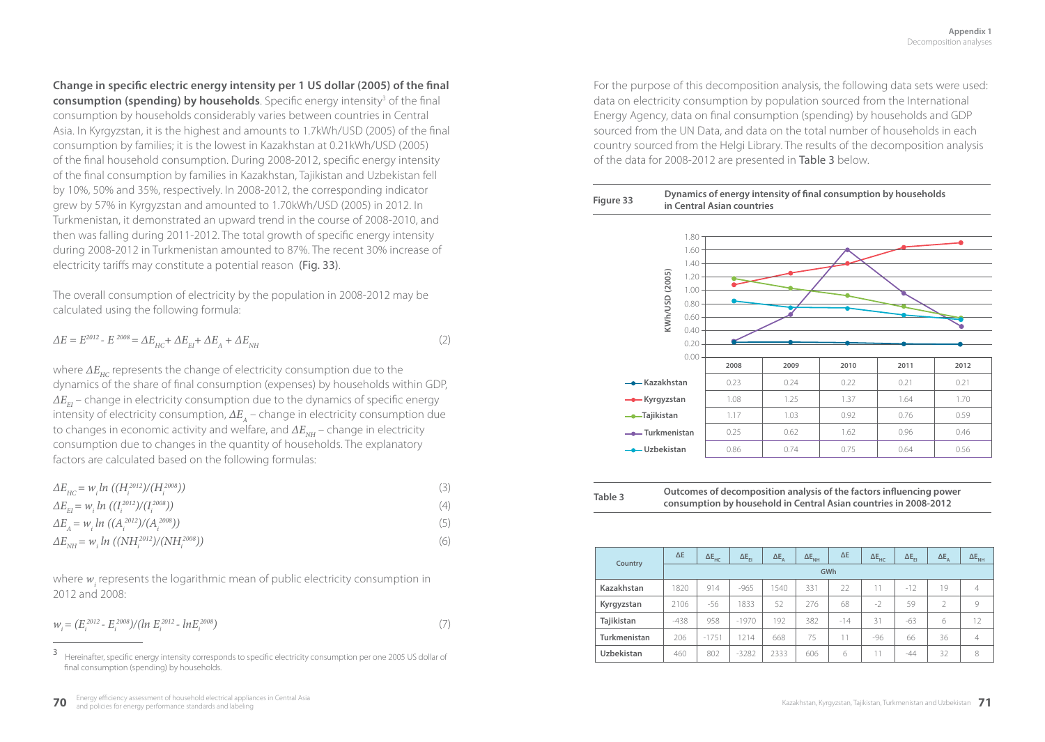**Change in specific electric energy intensity per 1 US dollar (2005) of the final consumption (spending) by households**. Specific energy intensity[3] of the final consumption by households considerably varies between countries in Central Asia. In Kyrgyzstan, it is the highest and amounts to 1.7kWh/USD (2005) of the final consumption by families; it is the lowest in Kazakhstan at 0.21kWh/USD (2005) of the final household consumption. During 2008-2012, specific energy intensity of the final consumption by families in Kazakhstan, Tajikistan and Uzbekistan fell by 10%, 50% and 35%, respectively. In 2008-2012, the corresponding indicator grew by 57% in Kyrgyzstan and amounted to 1.70kWh/USD (2005) in 2012. In Turkmenistan, it demonstrated an upward trend in the course of 2008-2010, and then was falling during 2011-2012. The total growth of specific energy intensity during 2008-2012 in Turkmenistan amounted to 87%. The recent 30% increase of electricity tariffs may constitute a potential reason (Fig. 33).

The overall consumption of electricity by the population in 2008-2012 may be calculated using the following formula:

$$\Delta E = E^{2012} - E^{2008} = \Delta E_{HC} + \Delta E_{EI} + \Delta E_{A} + \Delta E_{NH} \tag{2}$$

where $\Delta E_{HC}$ represents the change of electricity consumption due to the dynamics of the share of final consumption (expenses) by households within GDP, $\Delta E_{EI}$ – change in electricity consumption due to the dynamics of specific energy intensity of electricity consumption, $\Delta E_{A}$ – change in electricity consumption due to changes in economic activity and welfare, and $\Delta E_{NH}$ – change in electricity consumption due to changes in the quantity of households. The explanatory factors are calculated based on the following formulas:

$$\Delta E_{HC} = w_i \ln \left((H_i^{2012})/(H_i^{2008})\right) \tag{3}$$

$$\Delta E_{EI} = w_i \ln \left((I_i^{2012})/(I_i^{2008})\right) \tag{4}$$

$$\Delta E_{A} = w_i \ln \left((A_i^{2012})/(A_i^{2008})\right) \tag{5}$$

$$\Delta E_{NH} = w_i \ln \left((NH_i^{2012})/(NH_i^{2008})\right) \tag{6}$$

where $w_i$ represents the logarithmic mean of public electricity consumption in 2012 and 2008:

$$w_i = (E_i^{2012} - E_i^{2008})/(\ln E_i^{2012} - \ln E_i^{2008}) \tag{7}$$

[3] Hereinafter, specific energy intensity corresponds to specific electricity consumption per one 2005 US dollar of final consumption (spending) by households.

For the purpose of this decomposition analysis, the following data sets were used: data on electricity consumption by population sourced from the International Energy Agency, data on final consumption (spending) by households and GDP sourced from the UN Data, and data on the total number of households in each country sourced from the Helgi Library. The results of the decomposition analysis of the data for 2008-2012 are presented in Table 3 below.

**Figure 33** **Dynamics of energy intensity of final consumption by households in Central Asian countries**

KWh/USD (2005)

| | 2008 | 2009 | 2010 | 2011 | 2012 |
|---|---|---|---|---|---|
| Kazakhstan | 0.23 | 0.24 | 0.22 | 0.21 | 0.21 |
| Kyrgyzstan | 1.08 | 1.25 | 1.37 | 1.64 | 1.70 |
| Tajikistan | 1.17 | 1.03 | 0.92 | 0.76 | 0.59 |
| Turkmenistan | 0.25 | 0.62 | 1.62 | 0.96 | 0.46 |
| Uzbekistan | 0.86 | 0.74 | 0.75 | 0.64 | 0.56 |

**Table 3** **Outcomes of decomposition analysis of the factors influencing power consumption by household in Central Asian countries in 2008-2012**

| Country | $\Delta E$ | $\Delta E_{HC}$ | $\Delta E_{EI}$ | $\Delta E_{A}$ | $\Delta E_{NH}$ | $\Delta E$ | $\Delta E_{HC}$ | $\Delta E_{EI}$ | $\Delta E_{A}$ | $\Delta E_{NH}$ |
|---|---|---|---|---|---|---|---|---|---|---|
| | GWh | | | | | | | | | |
| Kazakhstan | 1820 | 914 | -965 | 1540 | 331 | 22 | 11 | -12 | 19 | 4 |
| Kyrgyzstan | 2106 | -56 | 1833 | 52 | 276 | 68 | -2 | 59 | 2 | 9 |
| Tajikistan | -438 | 958 | -1970 | 192 | 382 | -14 | 31 | -63 | 6 | 12 |
| Turkmenistan | 206 | -1751 | 1214 | 668 | 75 | 11 | -96 | 66 | 36 | 4 |
| Uzbekistan | 460 | 802 | -3282 | 2333 | 606 | 6 | 11 | -44 | 32 | 8 |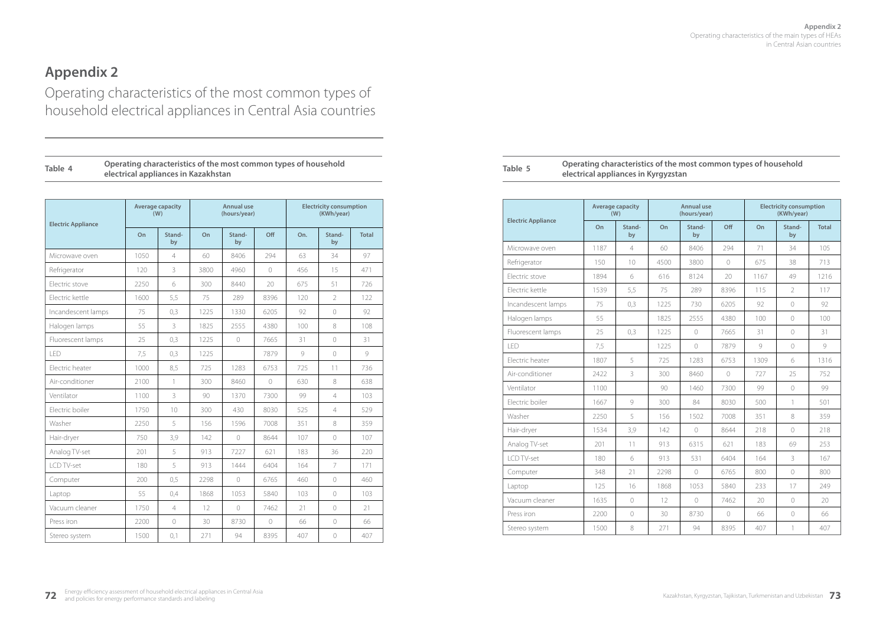# Appendix 2

## Operating characteristics of the most common types of household electrical appliances in Central Asia countries

**Table 4** **Operating characteristics of the most common types of household electrical appliances in Kazakhstan**

| Electric Appliance | Average capacity (W) | | Annual use (hours/year) | | | Electricity consumption (KWh/year) | | |
|---|---|---|---|---|---|---|---|---|
| | On | Stand-by | On | Stand-by | Off | On. | Stand-by | Total |
| Microwave oven | 1050 | 4 | 60 | 8406 | 294 | 63 | 34 | 97 |
| Refrigerator | 120 | 3 | 3800 | 4960 | 0 | 456 | 15 | 471 |
| Electric stove | 2250 | 6 | 300 | 8440 | 20 | 675 | 51 | 726 |
| Electric kettle | 1600 | 5,5 | 75 | 289 | 8396 | 120 | 2 | 122 |
| Incandescent lamps | 75 | 0,3 | 1225 | 1330 | 6205 | 92 | 0 | 92 |
| Halogen lamps | 55 | 3 | 1825 | 2555 | 4380 | 100 | 8 | 108 |
| Fluorescent lamps | 25 | 0,3 | 1225 | 0 | 7665 | 31 | 0 | 31 |
| LED | 7,5 | 0,3 | 1225 | | 7879 | 9 | 0 | 9 |
| Electric heater | 1000 | 8,5 | 725 | 1283 | 6753 | 725 | 11 | 736 |
| Air-conditioner | 2100 | 1 | 300 | 8460 | 0 | 630 | 8 | 638 |
| Ventilator | 1100 | 3 | 90 | 1370 | 7300 | 99 | 4 | 103 |
| Electric boiler | 1750 | 10 | 300 | 430 | 8030 | 525 | 4 | 529 |
| Washer | 2250 | 5 | 156 | 1596 | 7008 | 351 | 8 | 359 |
| Hair-dryer | 750 | 3,9 | 142 | 0 | 8644 | 107 | 0 | 107 |
| Analog TV-set | 201 | 5 | 913 | 7227 | 621 | 183 | 36 | 220 |
| LCD TV-set | 180 | 5 | 913 | 1444 | 6404 | 164 | 7 | 171 |
| Computer | 200 | 0,5 | 2298 | 0 | 6765 | 460 | 0 | 460 |
| Laptop | 55 | 0,4 | 1868 | 1053 | 5840 | 103 | 0 | 103 |
| Vacuum cleaner | 1750 | 4 | 12 | 0 | 7462 | 21 | 0 | 21 |
| Press iron | 2200 | 0 | 30 | 8730 | 0 | 66 | 0 | 66 |
| Stereo system | 1500 | 0,1 | 271 | 94 | 8395 | 407 | 0 | 407 |

**Table 5** **Operating characteristics of the most common types of household electrical appliances in Kyrgyzstan**

| Electric Appliance | Average capacity (W) | | Annual use (hours/year) | | | Electricity consumption (KWh/year) | | |
|---|---|---|---|---|---|---|---|---|
| | On | Stand-by | On | Stand-by | Off | On | Stand-by | Total |
| Microwave oven | 1187 | 4 | 60 | 8406 | 294 | 71 | 34 | 105 |
| Refrigerator | 150 | 10 | 4500 | 3800 | 0 | 675 | 38 | 713 |
| Electric stove | 1894 | 6 | 616 | 8124 | 20 | 1167 | 49 | 1216 |
| Electric kettle | 1539 | 5,5 | 75 | 289 | 8396 | 115 | 2 | 117 |
| Incandescent lamps | 75 | 0,3 | 1225 | 730 | 6205 | 92 | 0 | 92 |
| Halogen lamps | 55 | | 1825 | 2555 | 4380 | 100 | 0 | 100 |
| Fluorescent lamps | 25 | 0,3 | 1225 | 0 | 7665 | 31 | 0 | 31 |
| LED | 7,5 | | 1225 | 0 | 7879 | 9 | 0 | 9 |
| Electric heater | 1807 | 5 | 725 | 1283 | 6753 | 1309 | 6 | 1316 |
| Air-conditioner | 2422 | 3 | 300 | 8460 | 0 | 727 | 25 | 752 |
| Ventilator | 1100 | | 90 | 1460 | 7300 | 99 | 0 | 99 |
| Electric boiler | 1667 | 9 | 300 | 84 | 8030 | 500 | 1 | 501 |
| Washer | 2250 | 5 | 156 | 1502 | 7008 | 351 | 8 | 359 |
| Hair-dryer | 1534 | 3,9 | 142 | 0 | 8644 | 218 | 0 | 218 |
| Analog TV-set | 201 | 11 | 913 | 6315 | 621 | 183 | 69 | 253 |
| LCD TV-set | 180 | 6 | 913 | 531 | 6404 | 164 | 3 | 167 |
| Computer | 348 | 21 | 2298 | 0 | 6765 | 800 | 0 | 800 |
| Laptop | 125 | 16 | 1868 | 1053 | 5840 | 233 | 17 | 249 |
| Vacuum cleaner | 1635 | 0 | 12 | 0 | 7462 | 20 | 0 | 20 |
| Press iron | 2200 | 0 | 30 | 8730 | 0 | 66 | 0 | 66 |
| Stereo system | 1500 | 8 | 271 | 94 | 8395 | 407 | 1 | 407 |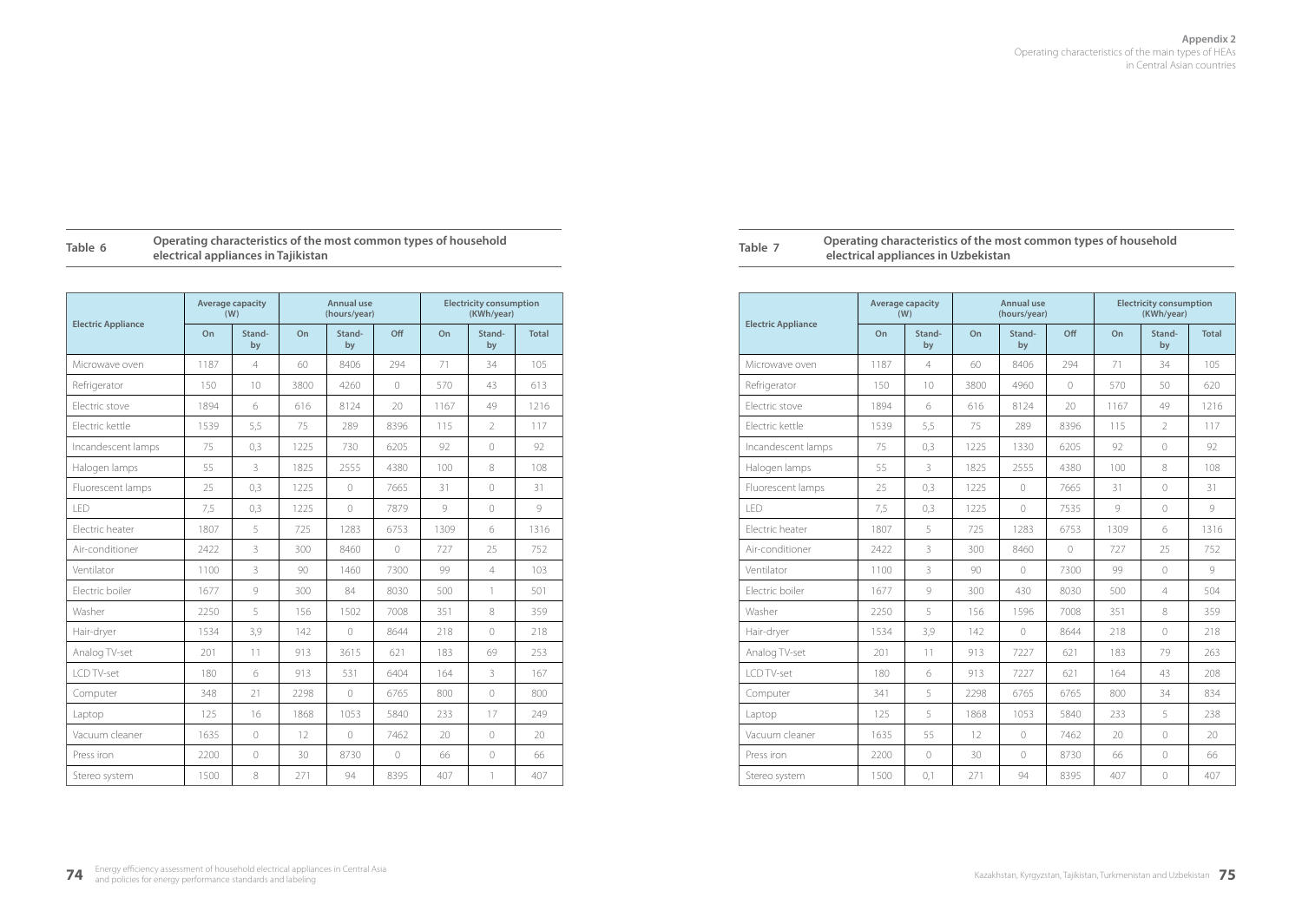**Appendix 2**
Operating characteristics of the main types of HEAs in Central Asian countries

**Table 6** Operating characteristics of the most common types of household electrical appliances in Tajikistan

| Electric Appliance | Average capacity (W) | | Annual use (hours/year) | | | Electricity consumption (KWh/year) | | |
|---|---|---|---|---|---|---|---|---|
| | On | Stand-by | On | Stand-by | Off | On | Stand-by | Total |
| Microwave oven | 1187 | 4 | 60 | 8406 | 294 | 71 | 34 | 105 |
| Refrigerator | 150 | 10 | 3800 | 4260 | 0 | 570 | 43 | 613 |
| Electric stove | 1894 | 6 | 616 | 8124 | 20 | 1167 | 49 | 1216 |
| Electric kettle | 1539 | 5,5 | 75 | 289 | 8396 | 115 | 2 | 117 |
| Incandescent lamps | 75 | 0,3 | 1225 | 730 | 6205 | 92 | 0 | 92 |
| Halogen lamps | 55 | 3 | 1825 | 2555 | 4380 | 100 | 8 | 108 |
| Fluorescent lamps | 25 | 0,3 | 1225 | 0 | 7665 | 31 | 0 | 31 |
| LED | 7,5 | 0,3 | 1225 | 0 | 7879 | 9 | 0 | 9 |
| Electric heater | 1807 | 5 | 725 | 1283 | 6753 | 1309 | 6 | 1316 |
| Air-conditioner | 2422 | 3 | 300 | 8460 | 0 | 727 | 25 | 752 |
| Ventilator | 1100 | 3 | 90 | 1460 | 7300 | 99 | 4 | 103 |
| Electric boiler | 1677 | 9 | 300 | 84 | 8030 | 500 | 1 | 501 |
| Washer | 2250 | 5 | 156 | 1502 | 7008 | 351 | 8 | 359 |
| Hair-dryer | 1534 | 3,9 | 142 | 0 | 8644 | 218 | 0 | 218 |
| Analog TV-set | 201 | 11 | 913 | 3615 | 621 | 183 | 69 | 253 |
| LCD TV-set | 180 | 6 | 913 | 531 | 6404 | 164 | 3 | 167 |
| Computer | 348 | 21 | 2298 | 0 | 6765 | 800 | 0 | 800 |
| Laptop | 125 | 16 | 1868 | 1053 | 5840 | 233 | 17 | 249 |
| Vacuum cleaner | 1635 | 0 | 12 | 0 | 7462 | 20 | 0 | 20 |
| Press iron | 2200 | 0 | 30 | 8730 | 0 | 66 | 0 | 66 |
| Stereo system | 1500 | 8 | 271 | 94 | 8395 | 407 | 1 | 407 |

**Table 7** Operating characteristics of the most common types of household electrical appliances in Uzbekistan

| Electric Appliance | Average capacity (W) | | Annual use (hours/year) | | | Electricity consumption (KWh/year) | | |
|---|---|---|---|---|---|---|---|---|
| | On | Stand-by | On | Stand-by | Off | On | Stand-by | Total |
| Microwave oven | 1187 | 4 | 60 | 8406 | 294 | 71 | 34 | 105 |
| Refrigerator | 150 | 10 | 3800 | 4960 | 0 | 570 | 50 | 620 |
| Electric stove | 1894 | 6 | 616 | 8124 | 20 | 1167 | 49 | 1216 |
| Electric kettle | 1539 | 5,5 | 75 | 289 | 8396 | 115 | 2 | 117 |
| Incandescent lamps | 75 | 0,3 | 1225 | 1330 | 6205 | 92 | 0 | 92 |
| Halogen lamps | 55 | 3 | 1825 | 2555 | 4380 | 100 | 8 | 108 |
| Fluorescent lamps | 25 | 0,3 | 1225 | 0 | 7665 | 31 | 0 | 31 |
| LED | 7,5 | 0,3 | 1225 | 0 | 7535 | 9 | 0 | 9 |
| Electric heater | 1807 | 5 | 725 | 1283 | 6753 | 1309 | 6 | 1316 |
| Air-conditioner | 2422 | 3 | 300 | 8460 | 0 | 727 | 25 | 752 |
| Ventilator | 1100 | 3 | 90 | 0 | 7300 | 99 | 0 | 9 |
| Electric boiler | 1677 | 9 | 300 | 430 | 8030 | 500 | 4 | 504 |
| Washer | 2250 | 5 | 156 | 1596 | 7008 | 351 | 8 | 359 |
| Hair-dryer | 1534 | 3,9 | 142 | 0 | 8644 | 218 | 0 | 218 |
| Analog TV-set | 201 | 11 | 913 | 7227 | 621 | 183 | 79 | 263 |
| LCD TV-set | 180 | 6 | 913 | 7227 | 621 | 164 | 43 | 208 |
| Computer | 341 | 5 | 2298 | 6765 | 6765 | 800 | 34 | 834 |
| Laptop | 125 | 5 | 1868 | 1053 | 5840 | 233 | 5 | 238 |
| Vacuum cleaner | 1635 | 55 | 12 | 0 | 7462 | 20 | 0 | 20 |
| Press iron | 2200 | 0 | 30 | 0 | 8730 | 66 | 0 | 66 |
| Stereo system | 1500 | 0,1 | 271 | 94 | 8395 | 407 | 0 | 407 |